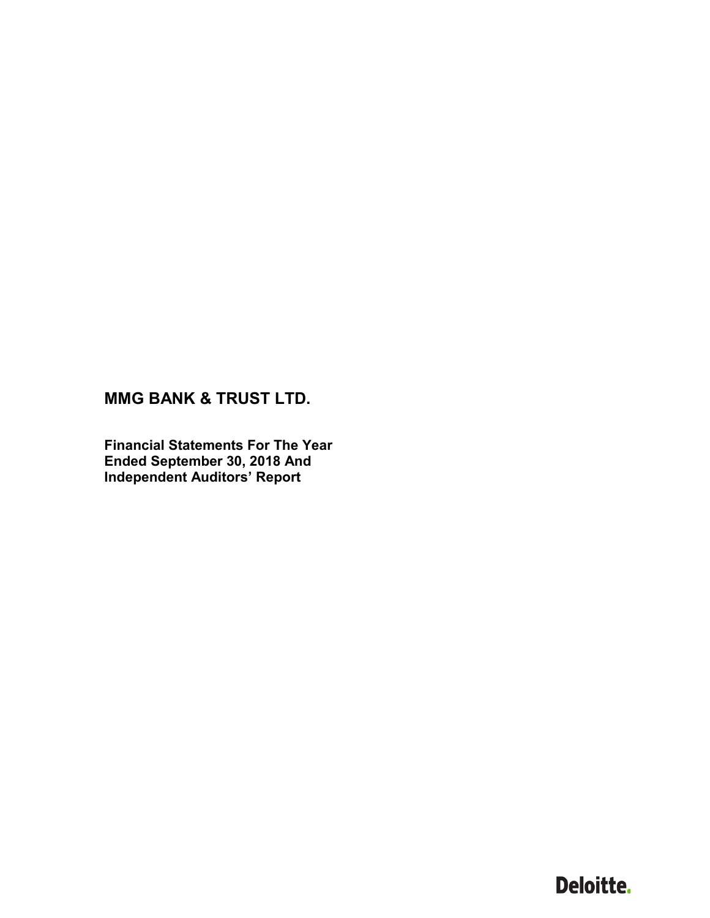# MMG BANK & TRUST LTD.

**Financial Statements For The Year Ended September 30, 2018 And Independent Auditors' Report**

Deloitte.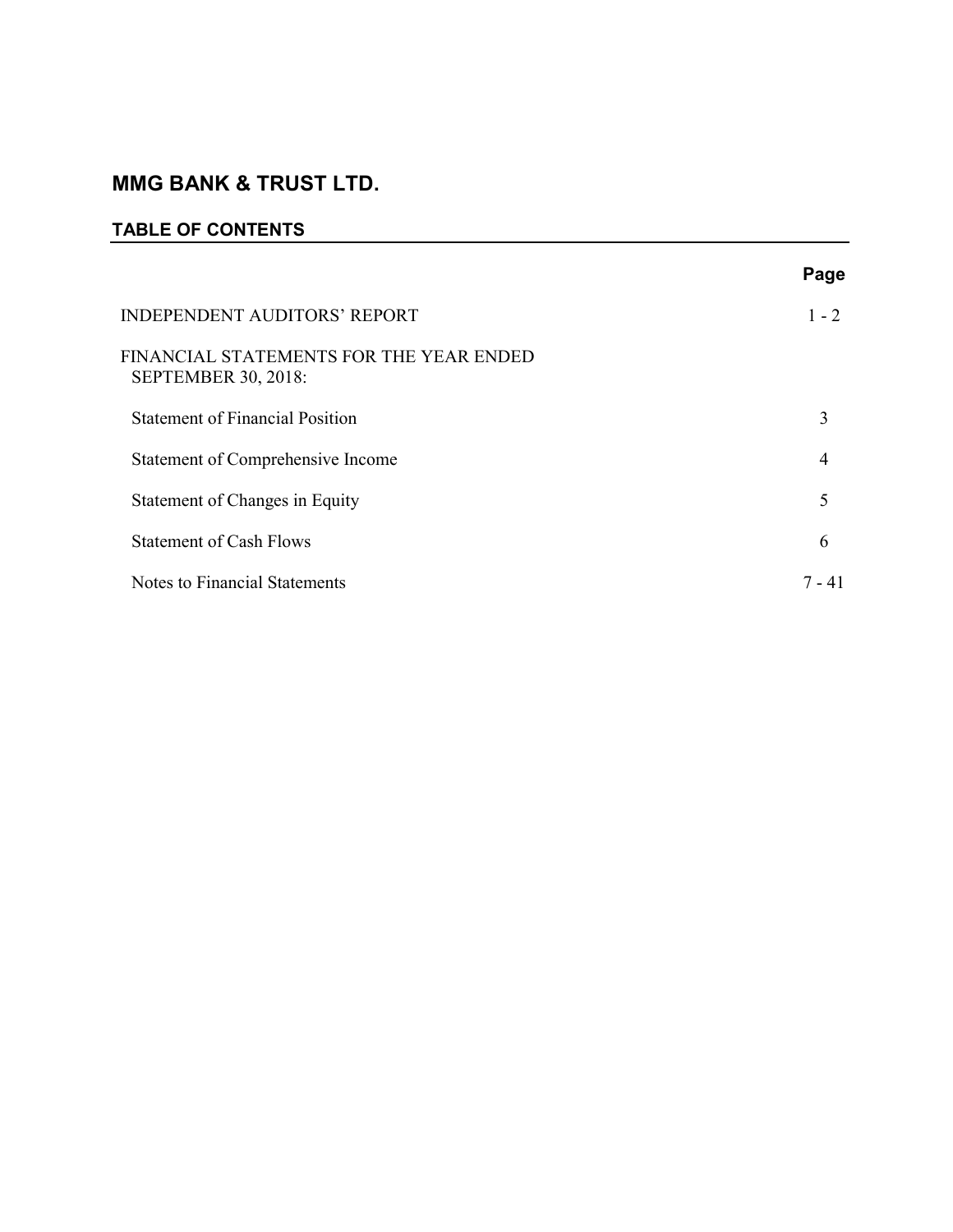# MMG BANK & TRUST LTD.

## TABLE OF CONTENTS

| | Page |
|---|---|
| INDEPENDENT AUDITORS' REPORT | 1 - 2 |
| FINANCIAL STATEMENTS FOR THE YEAR ENDED SEPTEMBER 30, 2018: | |
| Statement of Financial Position | 3 |
| Statement of Comprehensive Income | 4 |
| Statement of Changes in Equity | 5 |
| Statement of Cash Flows | 6 |
| Notes to Financial Statements | 7 - 41 |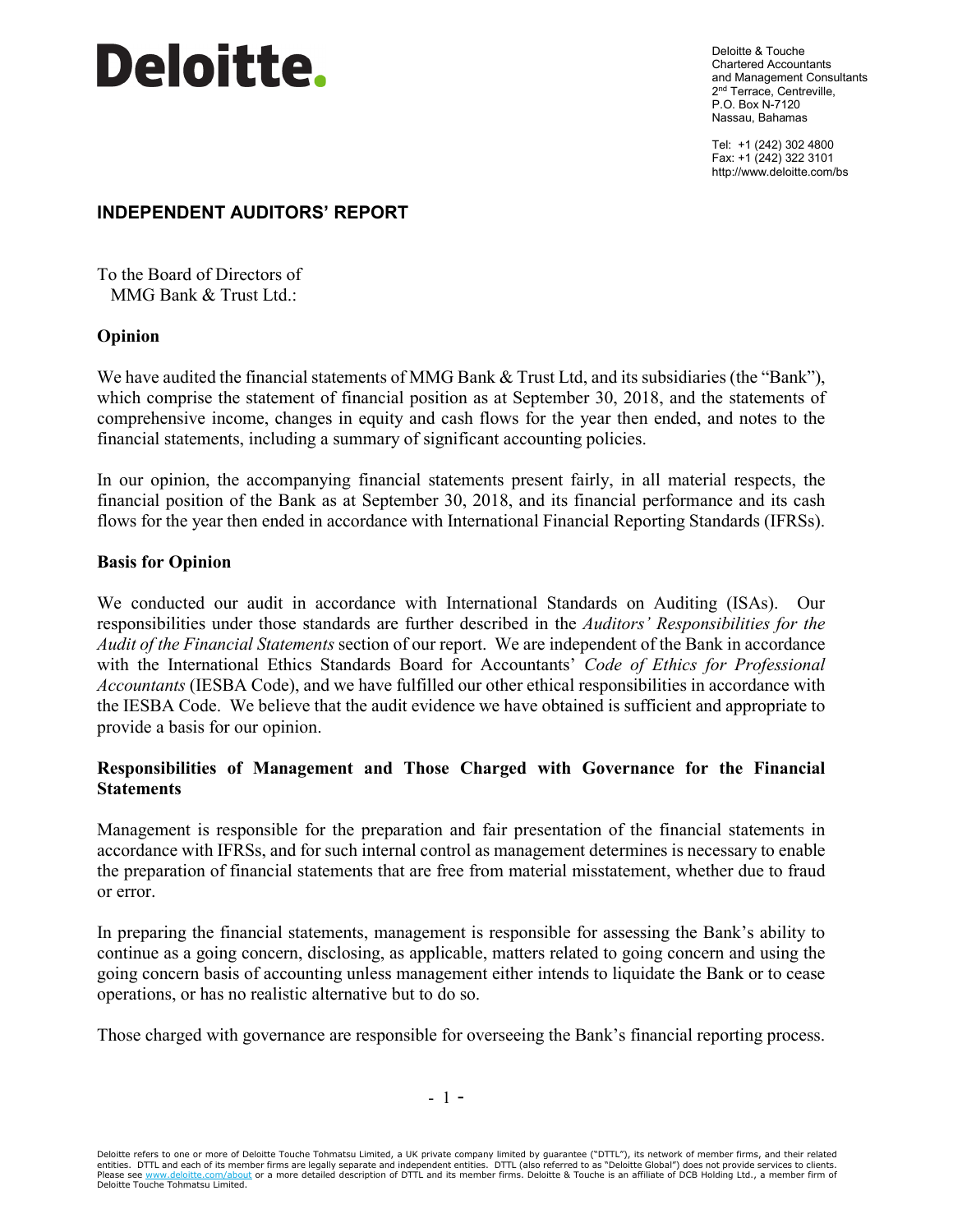Deloitte.

Deloitte & Touche
Chartered Accountants
and Management Consultants
2nd Terrace, Centreville,
P.O. Box N-7120
Nassau, Bahamas

Tel: +1 (242) 302 4800
Fax: +1 (242) 322 3101
http://www.deloitte.com/bs

## INDEPENDENT AUDITORS' REPORT

To the Board of Directors of
MMG Bank & Trust Ltd.:

### Opinion

We have audited the financial statements of MMG Bank & Trust Ltd, and its subsidiaries (the "Bank"), which comprise the statement of financial position as at September 30, 2018, and the statements of comprehensive income, changes in equity and cash flows for the year then ended, and notes to the financial statements, including a summary of significant accounting policies.

In our opinion, the accompanying financial statements present fairly, in all material respects, the financial position of the Bank as at September 30, 2018, and its financial performance and its cash flows for the year then ended in accordance with International Financial Reporting Standards (IFRSs).

### Basis for Opinion

We conducted our audit in accordance with International Standards on Auditing (ISAs). Our responsibilities under those standards are further described in the *Auditors' Responsibilities for the Audit of the Financial Statements* section of our report. We are independent of the Bank in accordance with the International Ethics Standards Board for Accountants' *Code of Ethics for Professional Accountants* (IESBA Code), and we have fulfilled our other ethical responsibilities in accordance with the IESBA Code. We believe that the audit evidence we have obtained is sufficient and appropriate to provide a basis for our opinion.

### Responsibilities of Management and Those Charged with Governance for the Financial Statements

Management is responsible for the preparation and fair presentation of the financial statements in accordance with IFRSs, and for such internal control as management determines is necessary to enable the preparation of financial statements that are free from material misstatement, whether due to fraud or error.

In preparing the financial statements, management is responsible for assessing the Bank's ability to continue as a going concern, disclosing, as applicable, matters related to going concern and using the going concern basis of accounting unless management either intends to liquidate the Bank or to cease operations, or has no realistic alternative but to do so.

Those charged with governance are responsible for overseeing the Bank's financial reporting process.

Deloitte refers to one or more of Deloitte Touche Tohmatsu Limited, a UK private company limited by guarantee ("DTTL"), its network of member firms, and their related entities. DTTL and each of its member firms are legally separate and independent entities. DTTL (also referred to as "Deloitte Global") does not provide services to clients. Please see www.deloitte.com/about or a more detailed description of DTTL and its member firms. Deloitte & Touche is an affiliate of DCB Holding Ltd., a member firm of Deloitte Touche Tohmatsu Limited.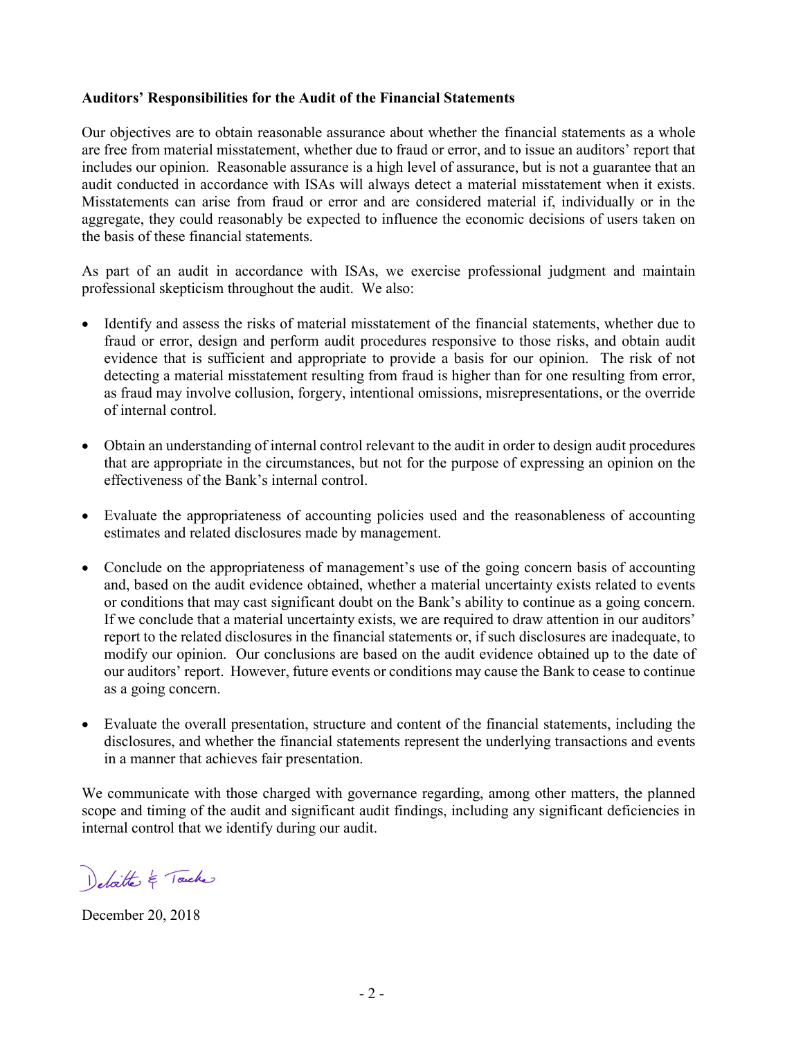**Auditors' Responsibilities for the Audit of the Financial Statements**

Our objectives are to obtain reasonable assurance about whether the financial statements as a whole are free from material misstatement, whether due to fraud or error, and to issue an auditors' report that includes our opinion. Reasonable assurance is a high level of assurance, but is not a guarantee that an audit conducted in accordance with ISAs will always detect a material misstatement when it exists. Misstatements can arise from fraud or error and are considered material if, individually or in the aggregate, they could reasonably be expected to influence the economic decisions of users taken on the basis of these financial statements.

As part of an audit in accordance with ISAs, we exercise professional judgment and maintain professional skepticism throughout the audit. We also:

- Identify and assess the risks of material misstatement of the financial statements, whether due to fraud or error, design and perform audit procedures responsive to those risks, and obtain audit evidence that is sufficient and appropriate to provide a basis for our opinion. The risk of not detecting a material misstatement resulting from fraud is higher than for one resulting from error, as fraud may involve collusion, forgery, intentional omissions, misrepresentations, or the override of internal control.

- Obtain an understanding of internal control relevant to the audit in order to design audit procedures that are appropriate in the circumstances, but not for the purpose of expressing an opinion on the effectiveness of the Bank's internal control.

- Evaluate the appropriateness of accounting policies used and the reasonableness of accounting estimates and related disclosures made by management.

- Conclude on the appropriateness of management's use of the going concern basis of accounting and, based on the audit evidence obtained, whether a material uncertainty exists related to events or conditions that may cast significant doubt on the Bank's ability to continue as a going concern. If we conclude that a material uncertainty exists, we are required to draw attention in our auditors' report to the related disclosures in the financial statements or, if such disclosures are inadequate, to modify our opinion. Our conclusions are based on the audit evidence obtained up to the date of our auditors' report. However, future events or conditions may cause the Bank to cease to continue as a going concern.

- Evaluate the overall presentation, structure and content of the financial statements, including the disclosures, and whether the financial statements represent the underlying transactions and events in a manner that achieves fair presentation.

We communicate with those charged with governance regarding, among other matters, the planned scope and timing of the audit and significant audit findings, including any significant deficiencies in internal control that we identify during our audit.

Deloitte & Touche

December 20, 2018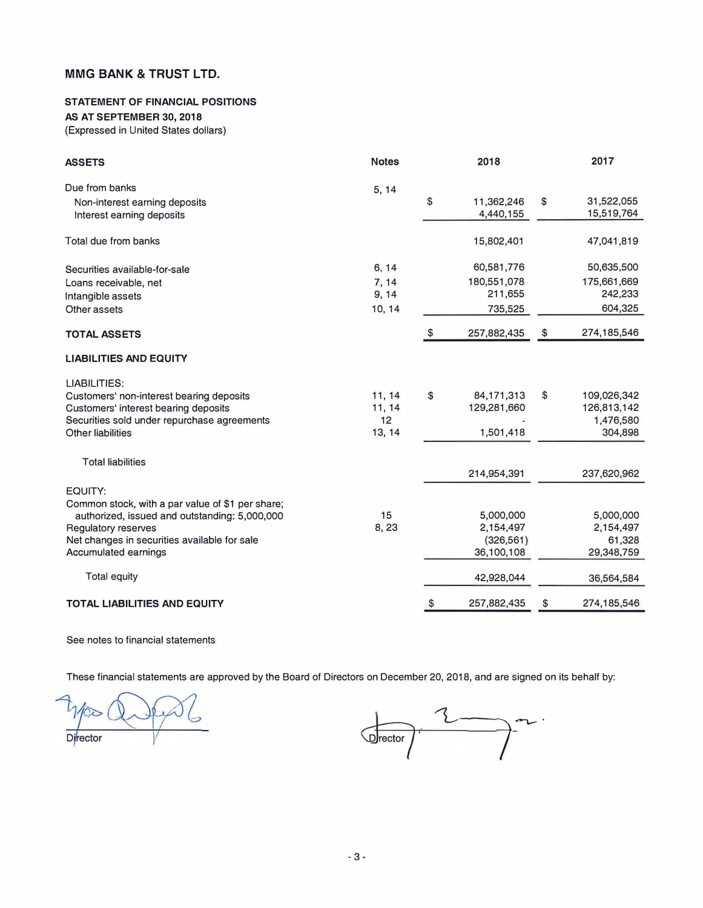# MMG BANK & TRUST LTD.

**STATEMENT OF FINANCIAL POSITIONS**
**AS AT SEPTEMBER 30, 2018**
(Expressed in United States dollars)

| ASSETS | Notes | 2018 | 2017 |
|---|---|---|---|
| Due from banks | 5, 14 | | |
| Non-interest earning deposits | | $ 11,362,246 | $ 31,522,055 |
| Interest earning deposits | | 4,440,155 | 15,519,764 |
| Total due from banks | | 15,802,401 | 47,041,819 |
| Securities available-for-sale | 6, 14 | 60,581,776 | 50,635,500 |
| Loans receivable, net | 7, 14 | 180,551,078 | 175,661,669 |
| Intangible assets | 9, 14 | 211,655 | 242,233 |
| Other assets | 10, 14 | 735,525 | 604,325 |
| **TOTAL ASSETS** | | $ 257,882,435 | $ 274,185,546 |
| **LIABILITIES AND EQUITY** | | | |
| LIABILITIES: | | | |
| Customers' non-interest bearing deposits | 11, 14 | $ 84,171,313 | $ 109,026,342 |
| Customers' interest bearing deposits | 11, 14 | 129,281,660 | 126,813,142 |
| Securities sold under repurchase agreements | 12 | - | 1,476,580 |
| Other liabilities | 13, 14 | 1,501,418 | 304,898 |
| Total liabilities | | 214,954,391 | 237,620,962 |
| EQUITY: | | | |
| Common stock, with a par value of $1 per share; authorized, issued and outstanding: 5,000,000 | 15 | 5,000,000 | 5,000,000 |
| Regulatory reserves | 8, 23 | 2,154,497 | 2,154,497 |
| Net changes in securities available for sale | | (326,561) | 61,328 |
| Accumulated earnings | | 36,100,108 | 29,348,759 |
| Total equity | | 42,928,044 | 36,564,584 |
| **TOTAL LIABILITIES AND EQUITY** | | $ 257,882,435 | $ 274,185,546 |

See notes to financial statements

These financial statements are approved by the Board of Directors on December 20, 2018, and are signed on its behalf by:

Director

Director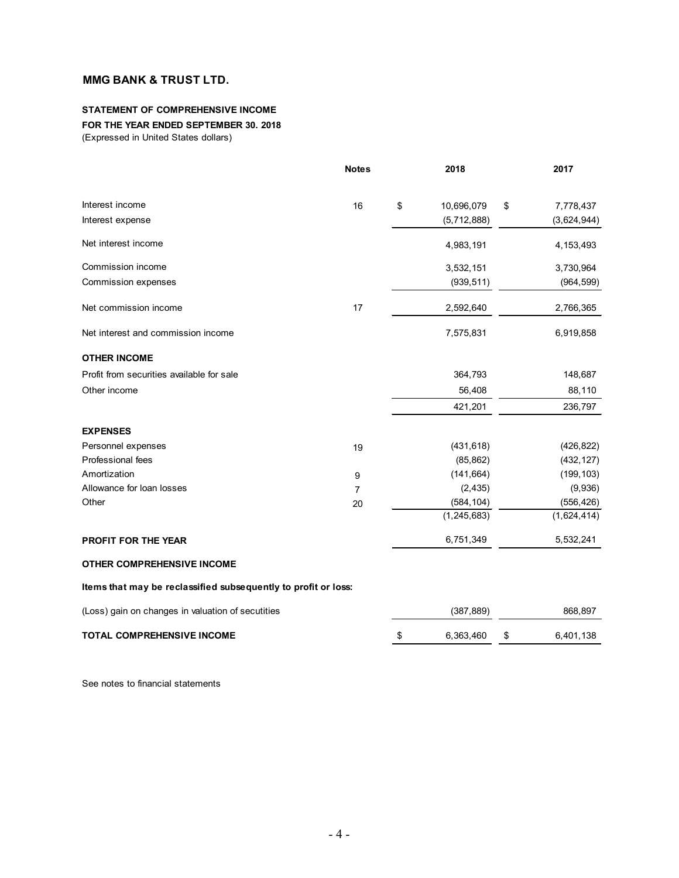**MMG BANK & TRUST LTD.**

**STATEMENT OF COMPREHENSIVE INCOME**

**FOR THE YEAR ENDED SEPTEMBER 30. 2018**

(Expressed in United States dollars)

| | Notes | 2018 | 2017 |
|---|---|---|---|
| Interest income | 16 | $ 10,696,079 | $ 7,778,437 |
| Interest expense | | (5,712,888) | (3,624,944) |
| Net interest income | | 4,983,191 | 4,153,493 |
| Commission income | | 3,532,151 | 3,730,964 |
| Commission expenses | | (939,511) | (964,599) |
| Net commission income | 17 | 2,592,640 | 2,766,365 |
| Net interest and commission income | | 7,575,831 | 6,919,858 |
| **OTHER INCOME** | | | |
| Profit from securities available for sale | | 364,793 | 148,687 |
| Other income | | 56,408 | 88,110 |
| | | 421,201 | 236,797 |
| **EXPENSES** | | | |
| Personnel expenses | 19 | (431,618) | (426,822) |
| Professional fees | | (85,862) | (432,127) |
| Amortization | 9 | (141,664) | (199,103) |
| Allowance for loan losses | 7 | (2,435) | (9,936) |
| Other | 20 | (584,104) | (556,426) |
| | | (1,245,683) | (1,624,414) |
| **PROFIT FOR THE YEAR** | | 6,751,349 | 5,532,241 |
| **OTHER COMPREHENSIVE INCOME** | | | |
| **Items that may be reclassified subsequently to profit or loss:** | | | |
| (Loss) gain on changes in valuation of secutities | | (387,889) | 868,897 |
| **TOTAL COMPREHENSIVE INCOME** | | $ 6,363,460 | $ 6,401,138 |

See notes to financial statements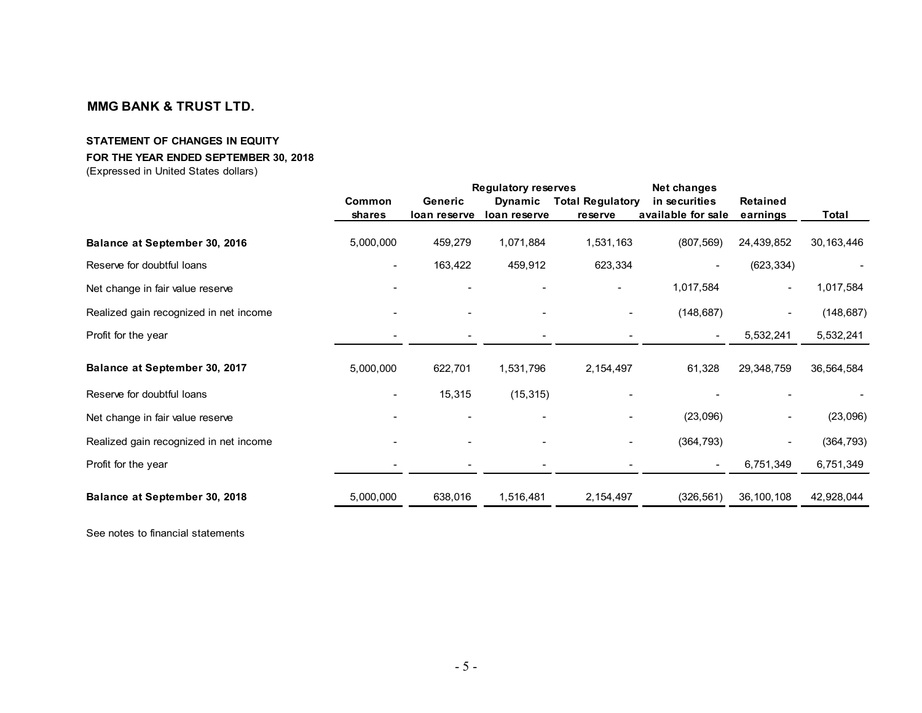**MMG BANK & TRUST LTD.**

**STATEMENT OF CHANGES IN EQUITY**

**FOR THE YEAR ENDED SEPTEMBER 30, 2018**

(Expressed in United States dollars)

| | | Regulatory reserves | | | Net changes | | |
|---|---|---|---|---|---|---|---|
| | Common shares | Generic loan reserve | Dynamic loan reserve | Total Regulatory reserve | in securities available for sale | Retained earnings | Total |
| **Balance at September 30, 2016** | 5,000,000 | 459,279 | 1,071,884 | 1,531,163 | (807,569) | 24,439,852 | 30,163,446 |
| Reserve for doubtful loans | - | 163,422 | 459,912 | 623,334 | - | (623,334) | - |
| Net change in fair value reserve | - | - | - | - | 1,017,584 | - | 1,017,584 |
| Realized gain recognized in net income | - | - | - | - | (148,687) | - | (148,687) |
| Profit for the year | - | - | - | - | - | 5,532,241 | 5,532,241 |
| **Balance at September 30, 2017** | 5,000,000 | 622,701 | 1,531,796 | 2,154,497 | 61,328 | 29,348,759 | 36,564,584 |
| Reserve for doubtful loans | - | 15,315 | (15,315) | - | - | - | - |
| Net change in fair value reserve | - | - | - | - | (23,096) | - | (23,096) |
| Realized gain recognized in net income | - | - | - | - | (364,793) | - | (364,793) |
| Profit for the year | - | - | - | - | - | 6,751,349 | 6,751,349 |
| **Balance at September 30, 2018** | 5,000,000 | 638,016 | 1,516,481 | 2,154,497 | (326,561) | 36,100,108 | 42,928,044 |

See notes to financial statements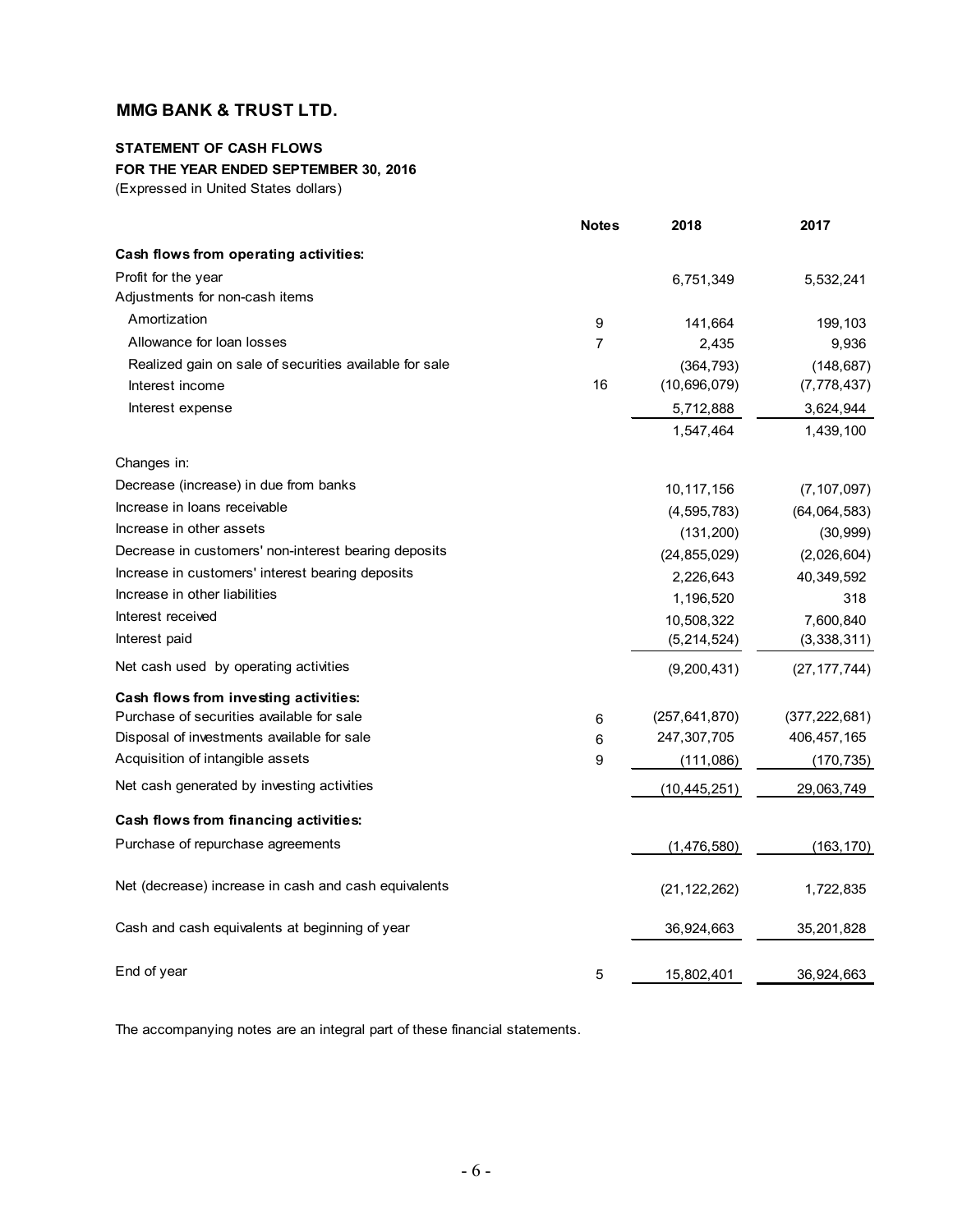## MMG BANK & TRUST LTD.

### STATEMENT OF CASH FLOWS
### FOR THE YEAR ENDED SEPTEMBER 30, 2016
(Expressed in United States dollars)

| | Notes | 2018 | 2017 |
|---|---|---|---|
| **Cash flows from operating activities:** | | | |
| Profit for the year | | 6,751,349 | 5,532,241 |
| Adjustments for non-cash items | | | |
| Amortization | 9 | 141,664 | 199,103 |
| Allowance for loan losses | 7 | 2,435 | 9,936 |
| Realized gain on sale of securities available for sale | | (364,793) | (148,687) |
| Interest income | 16 | (10,696,079) | (7,778,437) |
| Interest expense | | 5,712,888 | 3,624,944 |
| | | 1,547,464 | 1,439,100 |
| Changes in: | | | |
| Decrease (increase) in due from banks | | 10,117,156 | (7,107,097) |
| Increase in loans receivable | | (4,595,783) | (64,064,583) |
| Increase in other assets | | (131,200) | (30,999) |
| Decrease in customers' non-interest bearing deposits | | (24,855,029) | (2,026,604) |
| Increase in customers' interest bearing deposits | | 2,226,643 | 40,349,592 |
| Increase in other liabilities | | 1,196,520 | 318 |
| Interest received | | 10,508,322 | 7,600,840 |
| Interest paid | | (5,214,524) | (3,338,311) |
| Net cash used by operating activities | | (9,200,431) | (27,177,744) |
| **Cash flows from investing activities:** | | | |
| Purchase of securities available for sale | 6 | (257,641,870) | (377,222,681) |
| Disposal of investments available for sale | 6 | 247,307,705 | 406,457,165 |
| Acquisition of intangible assets | 9 | (111,086) | (170,735) |
| Net cash generated by investing activities | | (10,445,251) | 29,063,749 |
| **Cash flows from financing activities:** | | | |
| Purchase of repurchase agreements | | (1,476,580) | (163,170) |
| Net (decrease) increase in cash and cash equivalents | | (21,122,262) | 1,722,835 |
| Cash and cash equivalents at beginning of year | | 36,924,663 | 35,201,828 |
| End of year | 5 | 15,802,401 | 36,924,663 |

The accompanying notes are an integral part of these financial statements.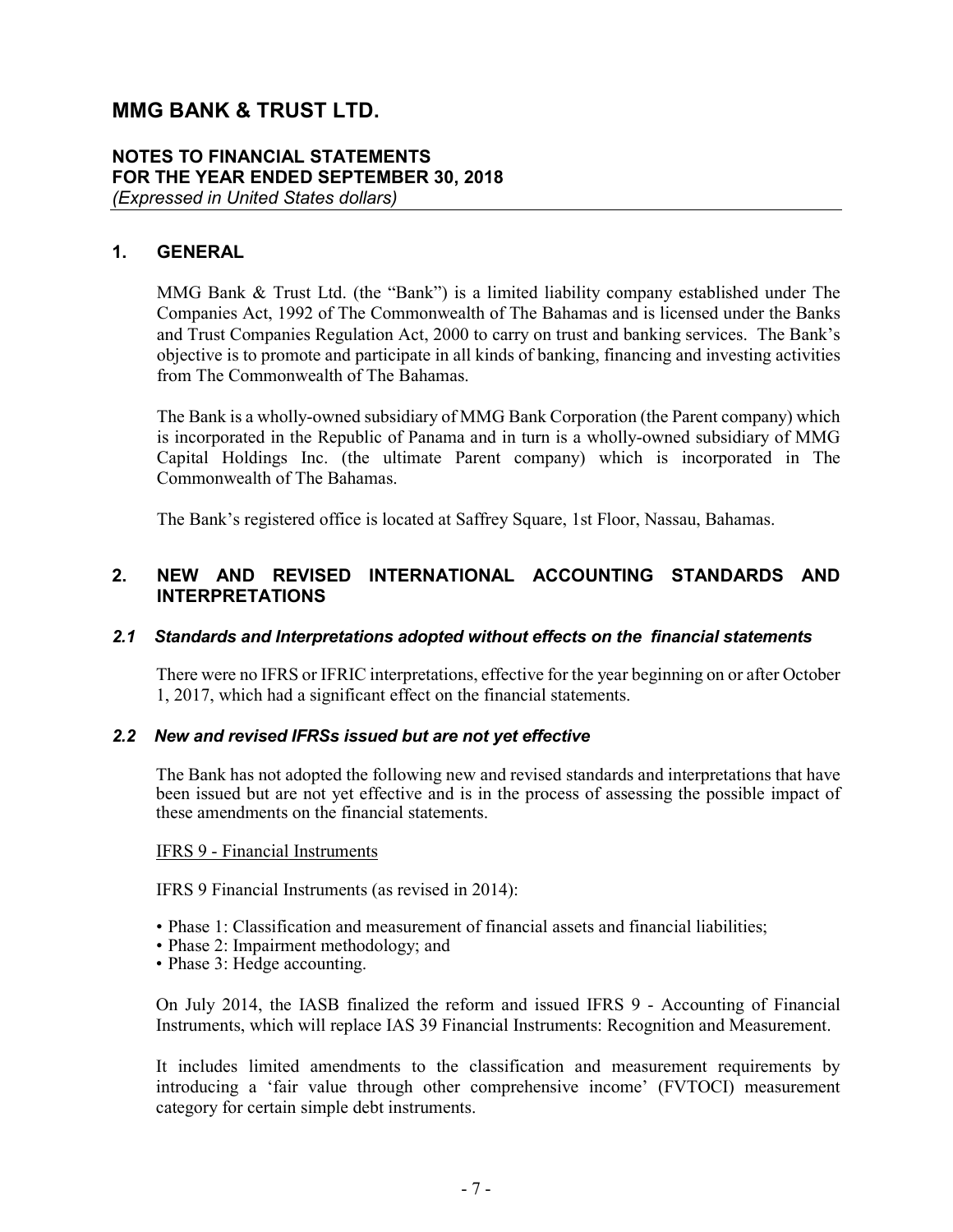# MMG BANK & TRUST LTD.

## NOTES TO FINANCIAL STATEMENTS FOR THE YEAR ENDED SEPTEMBER 30, 2018

*(Expressed in United States dollars)*

## 1. GENERAL

MMG Bank & Trust Ltd. (the "Bank") is a limited liability company established under The Companies Act, 1992 of The Commonwealth of The Bahamas and is licensed under the Banks and Trust Companies Regulation Act, 2000 to carry on trust and banking services. The Bank's objective is to promote and participate in all kinds of banking, financing and investing activities from The Commonwealth of The Bahamas.

The Bank is a wholly-owned subsidiary of MMG Bank Corporation (the Parent company) which is incorporated in the Republic of Panama and in turn is a wholly-owned subsidiary of MMG Capital Holdings Inc. (the ultimate Parent company) which is incorporated in The Commonwealth of The Bahamas.

The Bank's registered office is located at Saffrey Square, 1st Floor, Nassau, Bahamas.

## 2. NEW AND REVISED INTERNATIONAL ACCOUNTING STANDARDS AND INTERPRETATIONS

### *2.1 Standards and Interpretations adopted without effects on the financial statements*

There were no IFRS or IFRIC interpretations, effective for the year beginning on or after October 1, 2017, which had a significant effect on the financial statements.

### *2.2 New and revised IFRSs issued but are not yet effective*

The Bank has not adopted the following new and revised standards and interpretations that have been issued but are not yet effective and is in the process of assessing the possible impact of these amendments on the financial statements.

IFRS 9 - Financial Instruments

IFRS 9 Financial Instruments (as revised in 2014):

- Phase 1: Classification and measurement of financial assets and financial liabilities;
- Phase 2: Impairment methodology; and
- Phase 3: Hedge accounting.

On July 2014, the IASB finalized the reform and issued IFRS 9 - Accounting of Financial Instruments, which will replace IAS 39 Financial Instruments: Recognition and Measurement.

It includes limited amendments to the classification and measurement requirements by introducing a 'fair value through other comprehensive income' (FVTOCI) measurement category for certain simple debt instruments.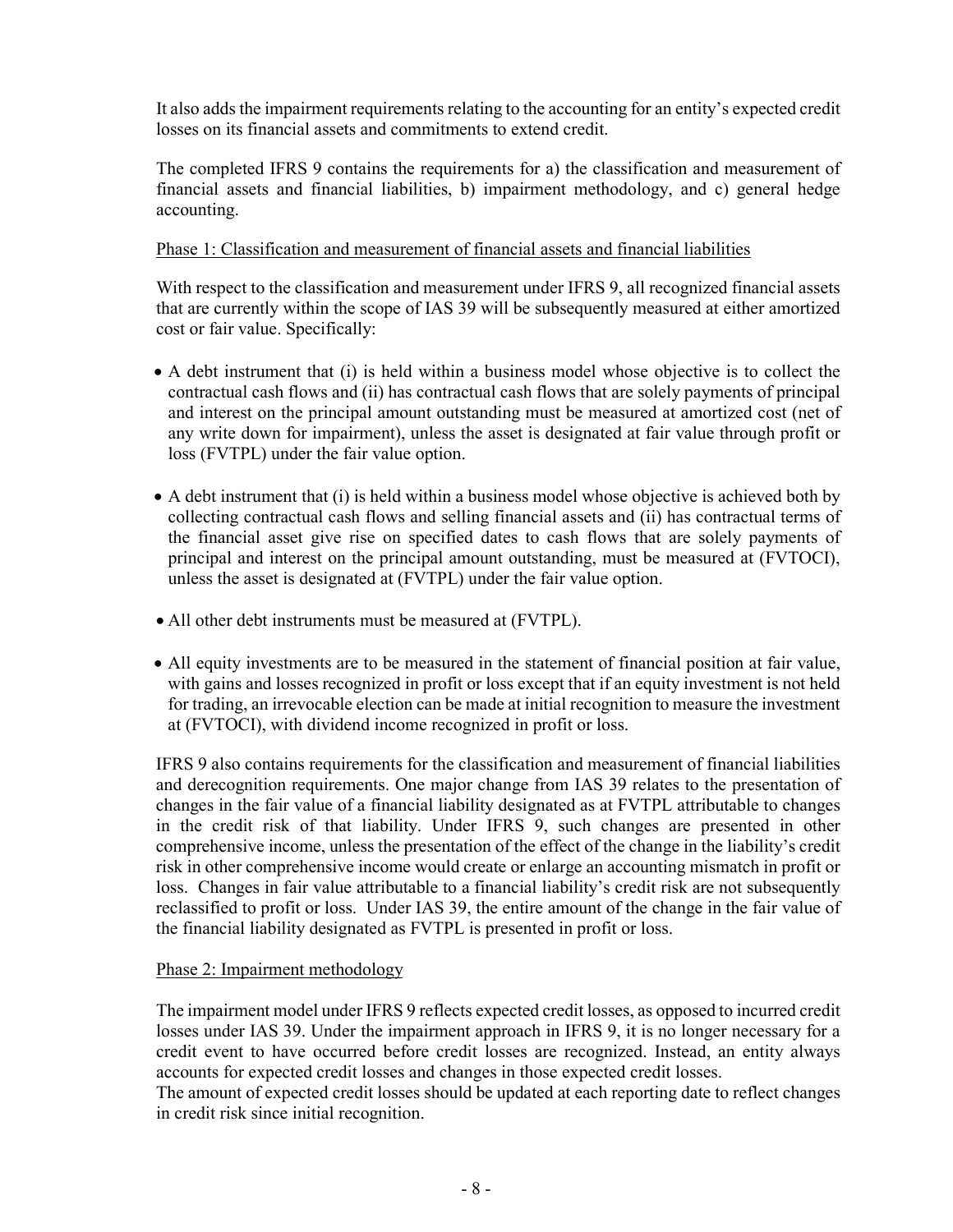It also adds the impairment requirements relating to the accounting for an entity's expected credit losses on its financial assets and commitments to extend credit.

The completed IFRS 9 contains the requirements for a) the classification and measurement of financial assets and financial liabilities, b) impairment methodology, and c) general hedge accounting.

Phase 1: Classification and measurement of financial assets and financial liabilities

With respect to the classification and measurement under IFRS 9, all recognized financial assets that are currently within the scope of IAS 39 will be subsequently measured at either amortized cost or fair value. Specifically:

- A debt instrument that (i) is held within a business model whose objective is to collect the contractual cash flows and (ii) has contractual cash flows that are solely payments of principal and interest on the principal amount outstanding must be measured at amortized cost (net of any write down for impairment), unless the asset is designated at fair value through profit or loss (FVTPL) under the fair value option.

- A debt instrument that (i) is held within a business model whose objective is achieved both by collecting contractual cash flows and selling financial assets and (ii) has contractual terms of the financial asset give rise on specified dates to cash flows that are solely payments of principal and interest on the principal amount outstanding, must be measured at (FVTOCI), unless the asset is designated at (FVTPL) under the fair value option.

- All other debt instruments must be measured at (FVTPL).

- All equity investments are to be measured in the statement of financial position at fair value, with gains and losses recognized in profit or loss except that if an equity investment is not held for trading, an irrevocable election can be made at initial recognition to measure the investment at (FVTOCI), with dividend income recognized in profit or loss.

IFRS 9 also contains requirements for the classification and measurement of financial liabilities and derecognition requirements. One major change from IAS 39 relates to the presentation of changes in the fair value of a financial liability designated as at FVTPL attributable to changes in the credit risk of that liability. Under IFRS 9, such changes are presented in other comprehensive income, unless the presentation of the effect of the change in the liability's credit risk in other comprehensive income would create or enlarge an accounting mismatch in profit or loss. Changes in fair value attributable to a financial liability's credit risk are not subsequently reclassified to profit or loss. Under IAS 39, the entire amount of the change in the fair value of the financial liability designated as FVTPL is presented in profit or loss.

Phase 2: Impairment methodology

The impairment model under IFRS 9 reflects expected credit losses, as opposed to incurred credit losses under IAS 39. Under the impairment approach in IFRS 9, it is no longer necessary for a credit event to have occurred before credit losses are recognized. Instead, an entity always accounts for expected credit losses and changes in those expected credit losses.
The amount of expected credit losses should be updated at each reporting date to reflect changes in credit risk since initial recognition.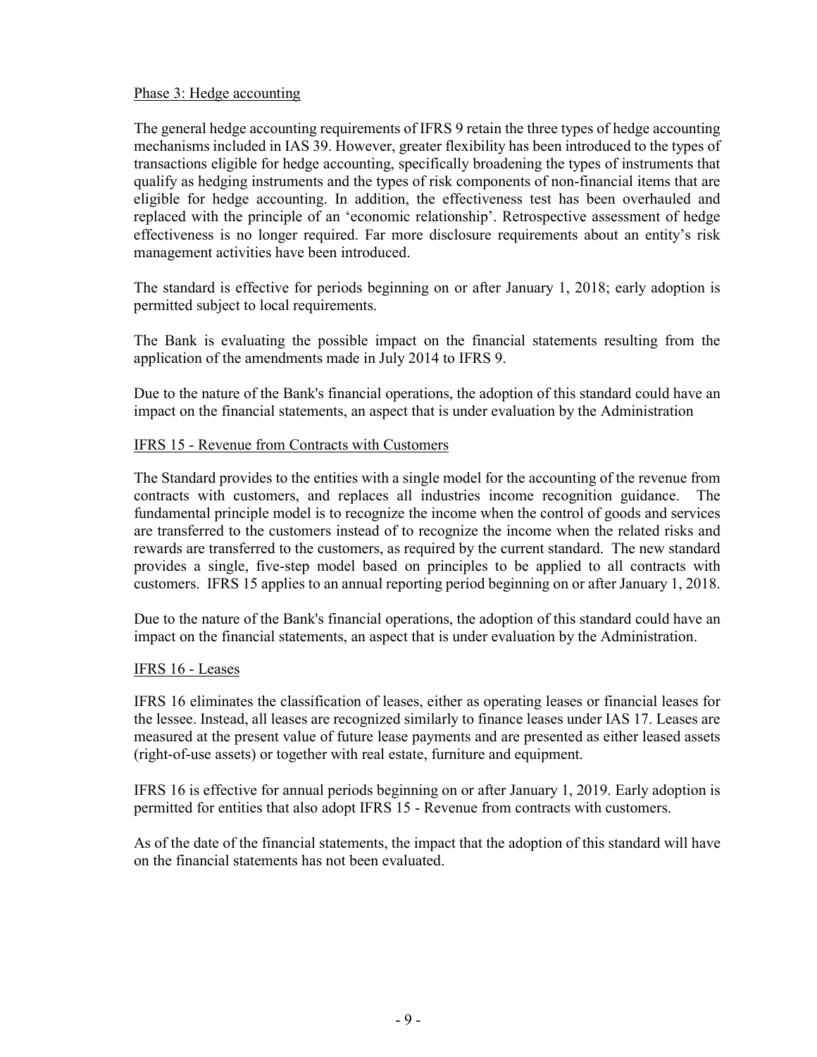Phase 3: Hedge accounting

The general hedge accounting requirements of IFRS 9 retain the three types of hedge accounting mechanisms included in IAS 39. However, greater flexibility has been introduced to the types of transactions eligible for hedge accounting, specifically broadening the types of instruments that qualify as hedging instruments and the types of risk components of non-financial items that are eligible for hedge accounting. In addition, the effectiveness test has been overhauled and replaced with the principle of an 'economic relationship'. Retrospective assessment of hedge effectiveness is no longer required. Far more disclosure requirements about an entity's risk management activities have been introduced.

The standard is effective for periods beginning on or after January 1, 2018; early adoption is permitted subject to local requirements.

The Bank is evaluating the possible impact on the financial statements resulting from the application of the amendments made in July 2014 to IFRS 9.

Due to the nature of the Bank's financial operations, the adoption of this standard could have an impact on the financial statements, an aspect that is under evaluation by the Administration

IFRS 15 - Revenue from Contracts with Customers

The Standard provides to the entities with a single model for the accounting of the revenue from contracts with customers, and replaces all industries income recognition guidance. The fundamental principle model is to recognize the income when the control of goods and services are transferred to the customers instead of to recognize the income when the related risks and rewards are transferred to the customers, as required by the current standard. The new standard provides a single, five-step model based on principles to be applied to all contracts with customers. IFRS 15 applies to an annual reporting period beginning on or after January 1, 2018.

Due to the nature of the Bank's financial operations, the adoption of this standard could have an impact on the financial statements, an aspect that is under evaluation by the Administration.

IFRS 16 - Leases

IFRS 16 eliminates the classification of leases, either as operating leases or financial leases for the lessee. Instead, all leases are recognized similarly to finance leases under IAS 17. Leases are measured at the present value of future lease payments and are presented as either leased assets (right-of-use assets) or together with real estate, furniture and equipment.

IFRS 16 is effective for annual periods beginning on or after January 1, 2019. Early adoption is permitted for entities that also adopt IFRS 15 - Revenue from contracts with customers.

As of the date of the financial statements, the impact that the adoption of this standard will have on the financial statements has not been evaluated.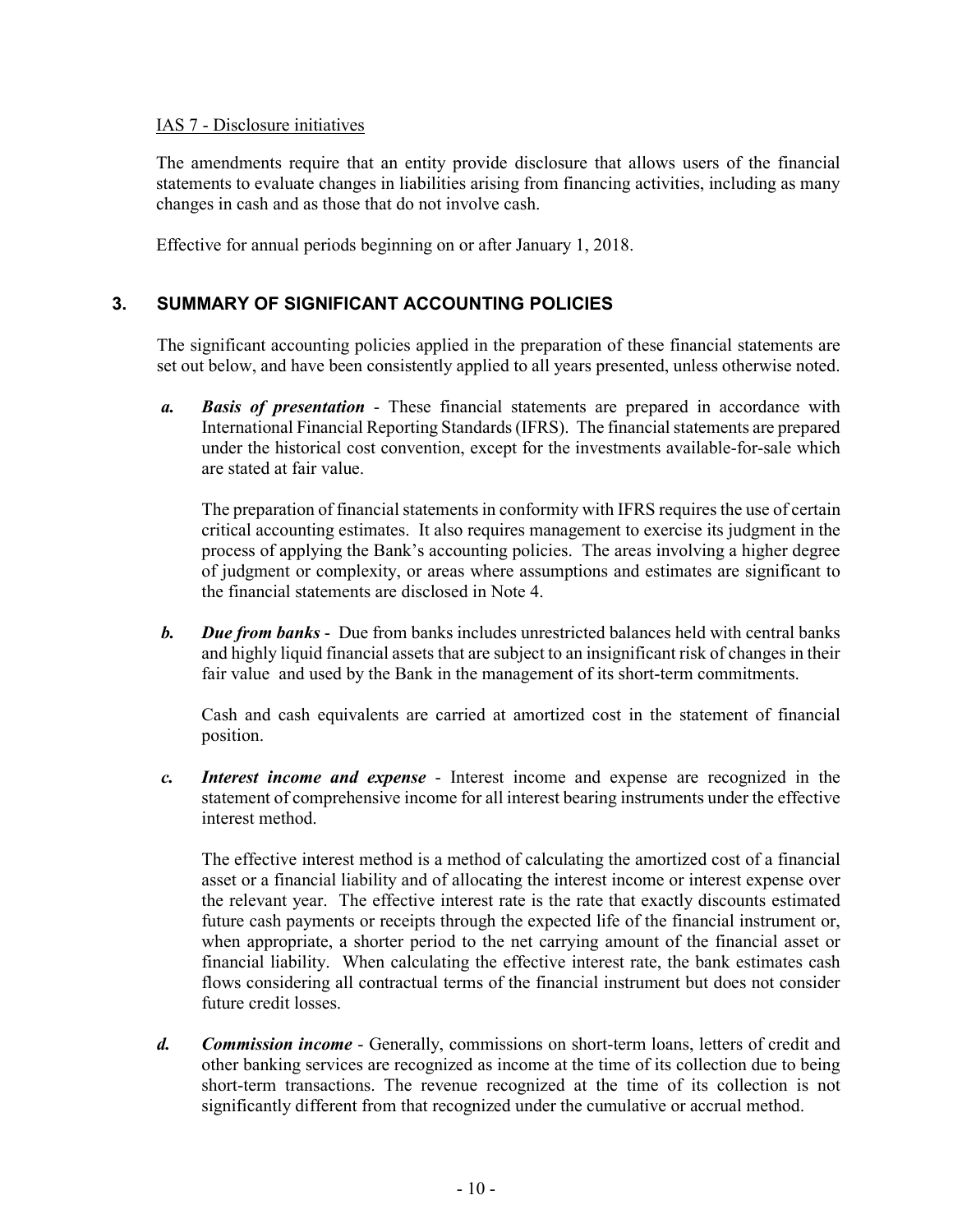IAS 7 - Disclosure initiatives

The amendments require that an entity provide disclosure that allows users of the financial statements to evaluate changes in liabilities arising from financing activities, including as many changes in cash and as those that do not involve cash.

Effective for annual periods beginning on or after January 1, 2018.

## 3. SUMMARY OF SIGNIFICANT ACCOUNTING POLICIES

The significant accounting policies applied in the preparation of these financial statements are set out below, and have been consistently applied to all years presented, unless otherwise noted.

*a.* ***Basis of presentation*** - These financial statements are prepared in accordance with International Financial Reporting Standards (IFRS). The financial statements are prepared under the historical cost convention, except for the investments available-for-sale which are stated at fair value.

The preparation of financial statements in conformity with IFRS requires the use of certain critical accounting estimates. It also requires management to exercise its judgment in the process of applying the Bank's accounting policies. The areas involving a higher degree of judgment or complexity, or areas where assumptions and estimates are significant to the financial statements are disclosed in Note 4.

*b.* ***Due from banks*** - Due from banks includes unrestricted balances held with central banks and highly liquid financial assets that are subject to an insignificant risk of changes in their fair value and used by the Bank in the management of its short-term commitments.

Cash and cash equivalents are carried at amortized cost in the statement of financial position.

*c.* ***Interest income and expense*** - Interest income and expense are recognized in the statement of comprehensive income for all interest bearing instruments under the effective interest method.

The effective interest method is a method of calculating the amortized cost of a financial asset or a financial liability and of allocating the interest income or interest expense over the relevant year. The effective interest rate is the rate that exactly discounts estimated future cash payments or receipts through the expected life of the financial instrument or, when appropriate, a shorter period to the net carrying amount of the financial asset or financial liability. When calculating the effective interest rate, the bank estimates cash flows considering all contractual terms of the financial instrument but does not consider future credit losses.

*d.* ***Commission income*** - Generally, commissions on short-term loans, letters of credit and other banking services are recognized as income at the time of its collection due to being short-term transactions. The revenue recognized at the time of its collection is not significantly different from that recognized under the cumulative or accrual method.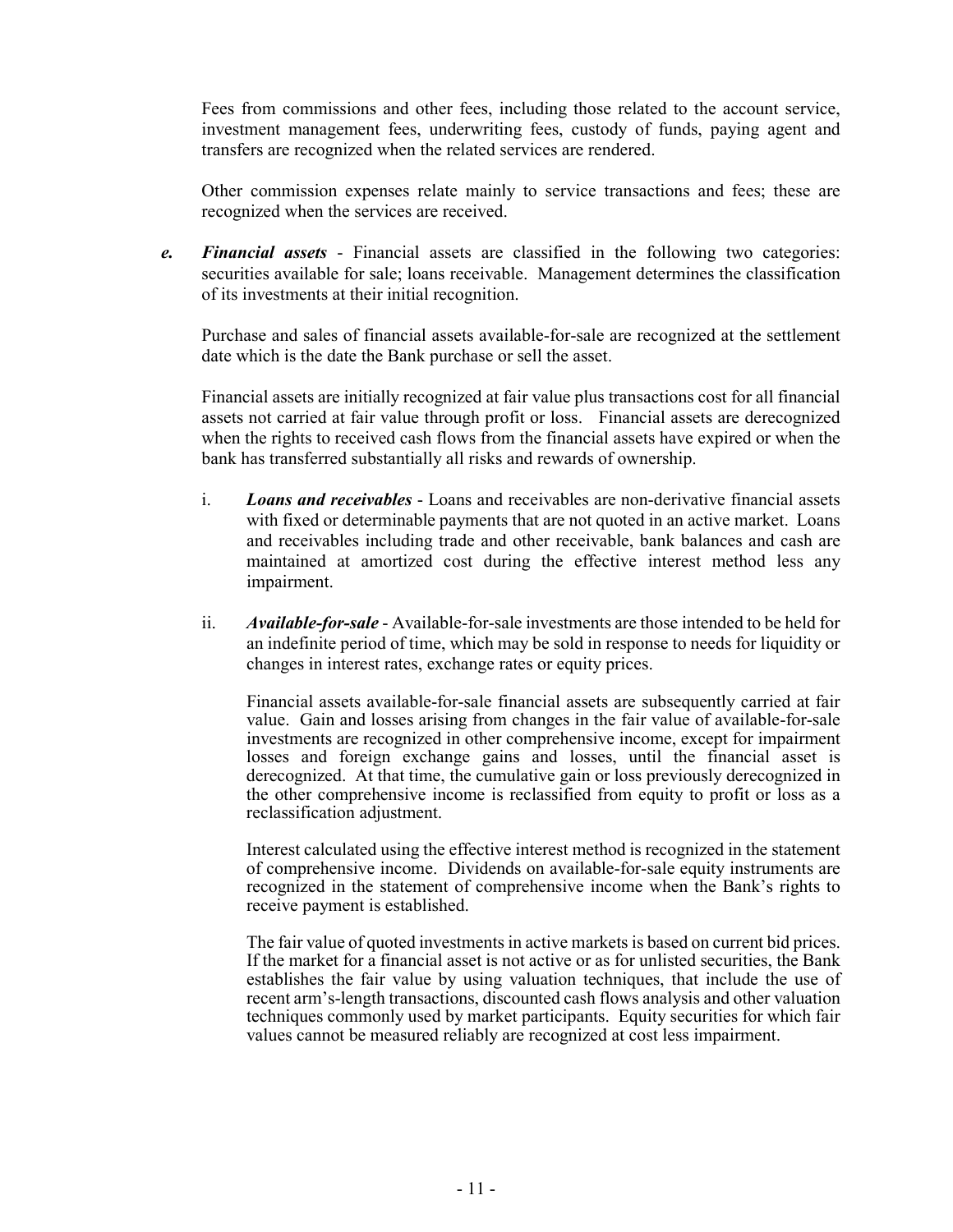Fees from commissions and other fees, including those related to the account service, investment management fees, underwriting fees, custody of funds, paying agent and transfers are recognized when the related services are rendered.

Other commission expenses relate mainly to service transactions and fees; these are recognized when the services are received.

***e. Financial assets*** - Financial assets are classified in the following two categories: securities available for sale; loans receivable. Management determines the classification of its investments at their initial recognition.

Purchase and sales of financial assets available-for-sale are recognized at the settlement date which is the date the Bank purchase or sell the asset.

Financial assets are initially recognized at fair value plus transactions cost for all financial assets not carried at fair value through profit or loss. Financial assets are derecognized when the rights to received cash flows from the financial assets have expired or when the bank has transferred substantially all risks and rewards of ownership.

i. ***Loans and receivables*** - Loans and receivables are non-derivative financial assets with fixed or determinable payments that are not quoted in an active market. Loans and receivables including trade and other receivable, bank balances and cash are maintained at amortized cost during the effective interest method less any impairment.

ii. ***Available-for-sale*** - Available-for-sale investments are those intended to be held for an indefinite period of time, which may be sold in response to needs for liquidity or changes in interest rates, exchange rates or equity prices.

Financial assets available-for-sale financial assets are subsequently carried at fair value. Gain and losses arising from changes in the fair value of available-for-sale investments are recognized in other comprehensive income, except for impairment losses and foreign exchange gains and losses, until the financial asset is derecognized. At that time, the cumulative gain or loss previously derecognized in the other comprehensive income is reclassified from equity to profit or loss as a reclassification adjustment.

Interest calculated using the effective interest method is recognized in the statement of comprehensive income. Dividends on available-for-sale equity instruments are recognized in the statement of comprehensive income when the Bank's rights to receive payment is established.

The fair value of quoted investments in active markets is based on current bid prices. If the market for a financial asset is not active or as for unlisted securities, the Bank establishes the fair value by using valuation techniques, that include the use of recent arm's-length transactions, discounted cash flows analysis and other valuation techniques commonly used by market participants. Equity securities for which fair values cannot be measured reliably are recognized at cost less impairment.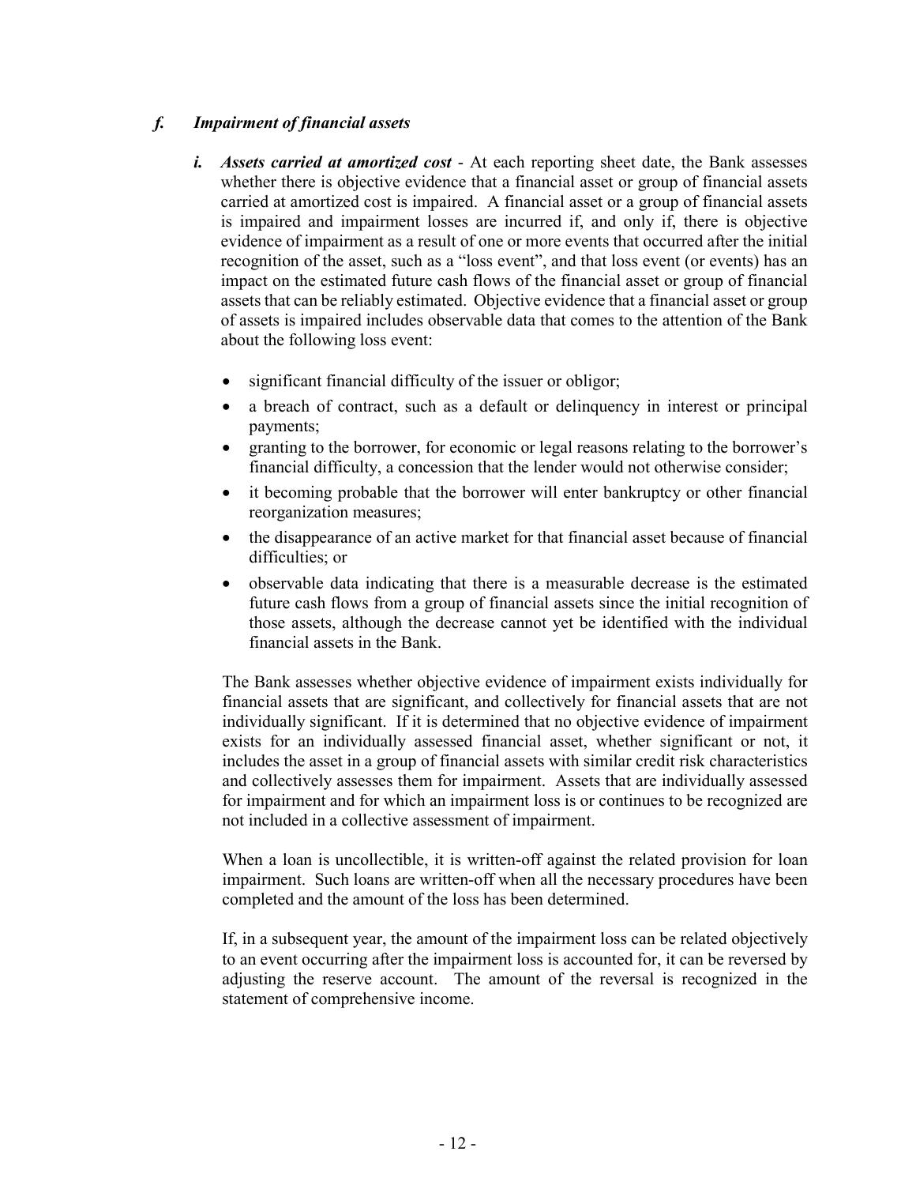### *f. Impairment of financial assets*

***i. Assets carried at amortized cost*** - At each reporting sheet date, the Bank assesses whether there is objective evidence that a financial asset or group of financial assets carried at amortized cost is impaired. A financial asset or a group of financial assets is impaired and impairment losses are incurred if, and only if, there is objective evidence of impairment as a result of one or more events that occurred after the initial recognition of the asset, such as a "loss event", and that loss event (or events) has an impact on the estimated future cash flows of the financial asset or group of financial assets that can be reliably estimated. Objective evidence that a financial asset or group of assets is impaired includes observable data that comes to the attention of the Bank about the following loss event:

- significant financial difficulty of the issuer or obligor;
- a breach of contract, such as a default or delinquency in interest or principal payments;
- granting to the borrower, for economic or legal reasons relating to the borrower's financial difficulty, a concession that the lender would not otherwise consider;
- it becoming probable that the borrower will enter bankruptcy or other financial reorganization measures;
- the disappearance of an active market for that financial asset because of financial difficulties; or
- observable data indicating that there is a measurable decrease is the estimated future cash flows from a group of financial assets since the initial recognition of those assets, although the decrease cannot yet be identified with the individual financial assets in the Bank.

The Bank assesses whether objective evidence of impairment exists individually for financial assets that are significant, and collectively for financial assets that are not individually significant. If it is determined that no objective evidence of impairment exists for an individually assessed financial asset, whether significant or not, it includes the asset in a group of financial assets with similar credit risk characteristics and collectively assesses them for impairment. Assets that are individually assessed for impairment and for which an impairment loss is or continues to be recognized are not included in a collective assessment of impairment.

When a loan is uncollectible, it is written-off against the related provision for loan impairment. Such loans are written-off when all the necessary procedures have been completed and the amount of the loss has been determined.

If, in a subsequent year, the amount of the impairment loss can be related objectively to an event occurring after the impairment loss is accounted for, it can be reversed by adjusting the reserve account. The amount of the reversal is recognized in the statement of comprehensive income.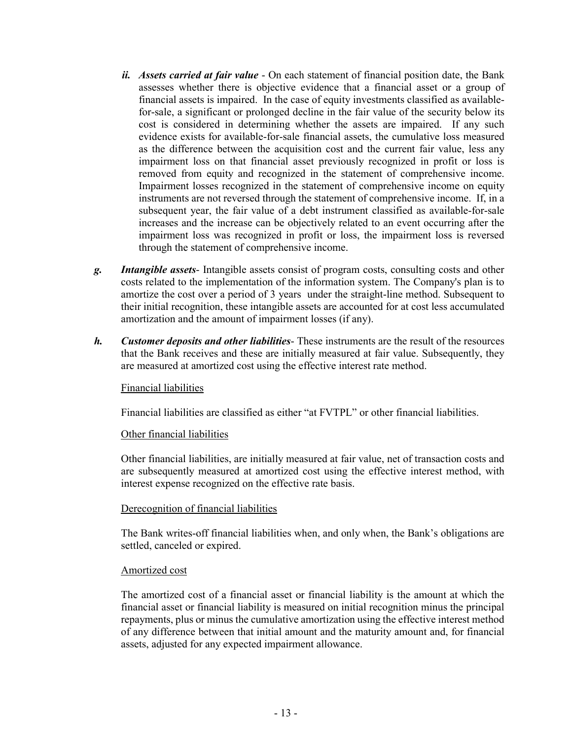*ii. **Assets carried at fair value*** - On each statement of financial position date, the Bank assesses whether there is objective evidence that a financial asset or a group of financial assets is impaired. In the case of equity investments classified as available-for-sale, a significant or prolonged decline in the fair value of the security below its cost is considered in determining whether the assets are impaired. If any such evidence exists for available-for-sale financial assets, the cumulative loss measured as the difference between the acquisition cost and the current fair value, less any impairment loss on that financial asset previously recognized in profit or loss is removed from equity and recognized in the statement of comprehensive income. Impairment losses recognized in the statement of comprehensive income on equity instruments are not reversed through the statement of comprehensive income. If, in a subsequent year, the fair value of a debt instrument classified as available-for-sale increases and the increase can be objectively related to an event occurring after the impairment loss was recognized in profit or loss, the impairment loss is reversed through the statement of comprehensive income.

***g. Intangible assets***- Intangible assets consist of program costs, consulting costs and other costs related to the implementation of the information system. The Company's plan is to amortize the cost over a period of 3 years under the straight-line method. Subsequent to their initial recognition, these intangible assets are accounted for at cost less accumulated amortization and the amount of impairment losses (if any).

***h. Customer deposits and other liabilities***- These instruments are the result of the resources that the Bank receives and these are initially measured at fair value. Subsequently, they are measured at amortized cost using the effective interest rate method.

Financial liabilities

Financial liabilities are classified as either "at FVTPL" or other financial liabilities.

Other financial liabilities

Other financial liabilities, are initially measured at fair value, net of transaction costs and are subsequently measured at amortized cost using the effective interest method, with interest expense recognized on the effective rate basis.

Derecognition of financial liabilities

The Bank writes-off financial liabilities when, and only when, the Bank's obligations are settled, canceled or expired.

Amortized cost

The amortized cost of a financial asset or financial liability is the amount at which the financial asset or financial liability is measured on initial recognition minus the principal repayments, plus or minus the cumulative amortization using the effective interest method of any difference between that initial amount and the maturity amount and, for financial assets, adjusted for any expected impairment allowance.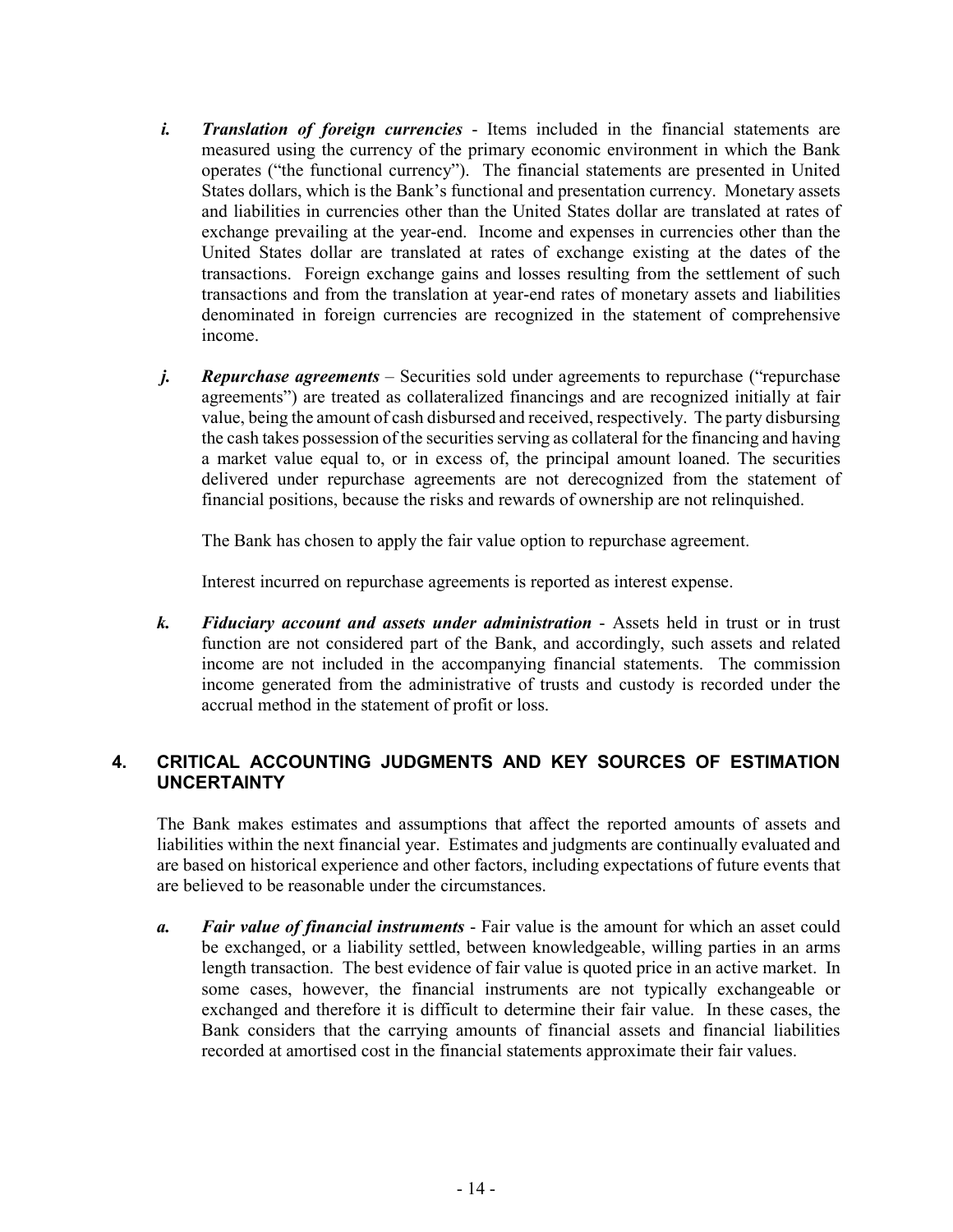*i.* ***Translation of foreign currencies*** - Items included in the financial statements are measured using the currency of the primary economic environment in which the Bank operates ("the functional currency"). The financial statements are presented in United States dollars, which is the Bank's functional and presentation currency. Monetary assets and liabilities in currencies other than the United States dollar are translated at rates of exchange prevailing at the year-end. Income and expenses in currencies other than the United States dollar are translated at rates of exchange existing at the dates of the transactions. Foreign exchange gains and losses resulting from the settlement of such transactions and from the translation at year-end rates of monetary assets and liabilities denominated in foreign currencies are recognized in the statement of comprehensive income.

*j.* ***Repurchase agreements*** – Securities sold under agreements to repurchase ("repurchase agreements") are treated as collateralized financings and are recognized initially at fair value, being the amount of cash disbursed and received, respectively. The party disbursing the cash takes possession of the securities serving as collateral for the financing and having a market value equal to, or in excess of, the principal amount loaned. The securities delivered under repurchase agreements are not derecognized from the statement of financial positions, because the risks and rewards of ownership are not relinquished.

The Bank has chosen to apply the fair value option to repurchase agreement.

Interest incurred on repurchase agreements is reported as interest expense.

*k.* ***Fiduciary account and assets under administration*** - Assets held in trust or in trust function are not considered part of the Bank, and accordingly, such assets and related income are not included in the accompanying financial statements. The commission income generated from the administrative of trusts and custody is recorded under the accrual method in the statement of profit or loss.

## 4. CRITICAL ACCOUNTING JUDGMENTS AND KEY SOURCES OF ESTIMATION UNCERTAINTY

The Bank makes estimates and assumptions that affect the reported amounts of assets and liabilities within the next financial year. Estimates and judgments are continually evaluated and are based on historical experience and other factors, including expectations of future events that are believed to be reasonable under the circumstances.

*a.* ***Fair value of financial instruments*** - Fair value is the amount for which an asset could be exchanged, or a liability settled, between knowledgeable, willing parties in an arms length transaction. The best evidence of fair value is quoted price in an active market. In some cases, however, the financial instruments are not typically exchangeable or exchanged and therefore it is difficult to determine their fair value. In these cases, the Bank considers that the carrying amounts of financial assets and financial liabilities recorded at amortised cost in the financial statements approximate their fair values.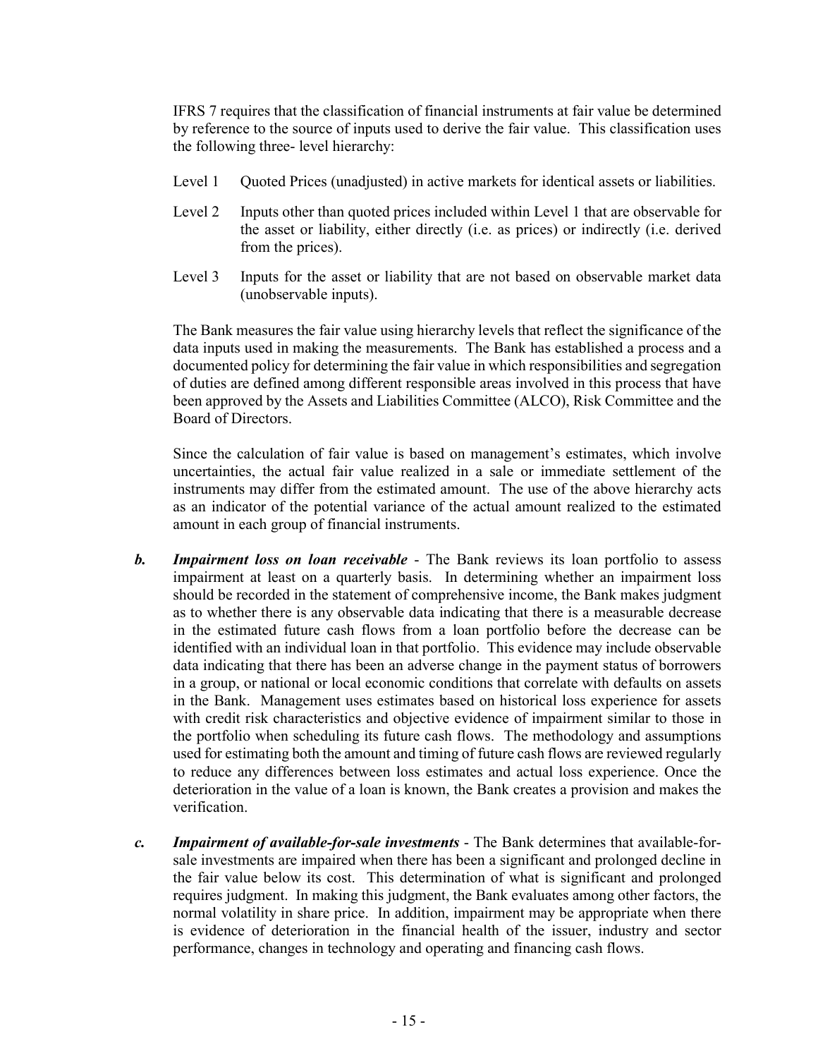IFRS 7 requires that the classification of financial instruments at fair value be determined by reference to the source of inputs used to derive the fair value. This classification uses the following three- level hierarchy:

Level 1 Quoted Prices (unadjusted) in active markets for identical assets or liabilities.

Level 2 Inputs other than quoted prices included within Level 1 that are observable for the asset or liability, either directly (i.e. as prices) or indirectly (i.e. derived from the prices).

Level 3 Inputs for the asset or liability that are not based on observable market data (unobservable inputs).

The Bank measures the fair value using hierarchy levels that reflect the significance of the data inputs used in making the measurements. The Bank has established a process and a documented policy for determining the fair value in which responsibilities and segregation of duties are defined among different responsible areas involved in this process that have been approved by the Assets and Liabilities Committee (ALCO), Risk Committee and the Board of Directors.

Since the calculation of fair value is based on management's estimates, which involve uncertainties, the actual fair value realized in a sale or immediate settlement of the instruments may differ from the estimated amount. The use of the above hierarchy acts as an indicator of the potential variance of the actual amount realized to the estimated amount in each group of financial instruments.

***b. Impairment loss on loan receivable*** - The Bank reviews its loan portfolio to assess impairment at least on a quarterly basis. In determining whether an impairment loss should be recorded in the statement of comprehensive income, the Bank makes judgment as to whether there is any observable data indicating that there is a measurable decrease in the estimated future cash flows from a loan portfolio before the decrease can be identified with an individual loan in that portfolio. This evidence may include observable data indicating that there has been an adverse change in the payment status of borrowers in a group, or national or local economic conditions that correlate with defaults on assets in the Bank. Management uses estimates based on historical loss experience for assets with credit risk characteristics and objective evidence of impairment similar to those in the portfolio when scheduling its future cash flows. The methodology and assumptions used for estimating both the amount and timing of future cash flows are reviewed regularly to reduce any differences between loss estimates and actual loss experience. Once the deterioration in the value of a loan is known, the Bank creates a provision and makes the verification.

***c. Impairment of available-for-sale investments*** - The Bank determines that available-for-sale investments are impaired when there has been a significant and prolonged decline in the fair value below its cost. This determination of what is significant and prolonged requires judgment. In making this judgment, the Bank evaluates among other factors, the normal volatility in share price. In addition, impairment may be appropriate when there is evidence of deterioration in the financial health of the issuer, industry and sector performance, changes in technology and operating and financing cash flows.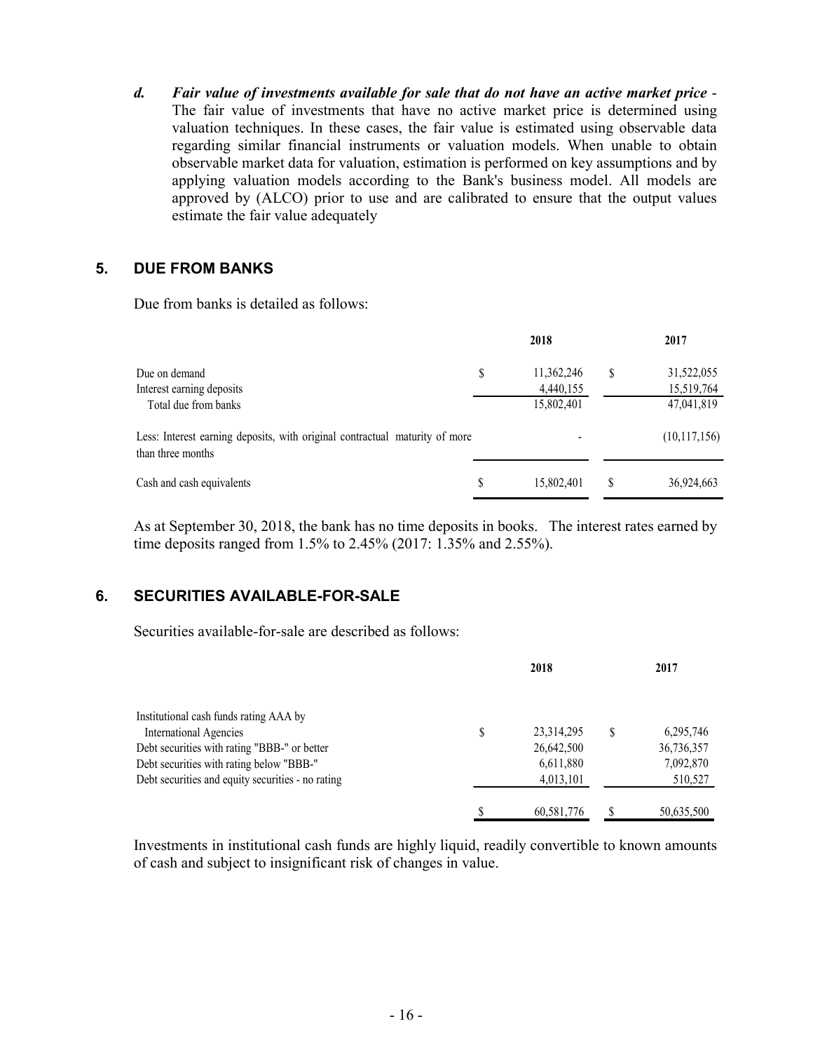*d.* ***Fair value of investments available for sale that do not have an active market price*** - The fair value of investments that have no active market price is determined using valuation techniques. In these cases, the fair value is estimated using observable data regarding similar financial instruments or valuation models. When unable to obtain observable market data for valuation, estimation is performed on key assumptions and by applying valuation models according to the Bank's business model. All models are approved by (ALCO) prior to use and are calibrated to ensure that the output values estimate the fair value adequately

## 5. DUE FROM BANKS

Due from banks is detailed as follows:

| | | 2018 | | 2017 |
|---|---|---|---|---|
| Due on demand | $ | 11,362,246 | $ | 31,522,055 |
| Interest earning deposits | | 4,440,155 | | 15,519,764 |
| Total due from banks | | 15,802,401 | | 47,041,819 |
| Less: Interest earning deposits, with original contractual maturity of more than three months | | - | | (10,117,156) |
| Cash and cash equivalents | $ | 15,802,401 | $ | 36,924,663 |

As at September 30, 2018, the bank has no time deposits in books. The interest rates earned by time deposits ranged from 1.5% to 2.45% (2017: 1.35% and 2.55%).

## 6. SECURITIES AVAILABLE-FOR-SALE

Securities available-for-sale are described as follows:

| | | 2018 | | 2017 |
|---|---|---|---|---|
| Institutional cash funds rating AAA by International Agencies | $ | 23,314,295 | $ | 6,295,746 |
| Debt securities with rating "BBB-" or better | | 26,642,500 | | 36,736,357 |
| Debt securities with rating below "BBB-" | | 6,611,880 | | 7,092,870 |
| Debt securities and equity securities - no rating | | 4,013,101 | | 510,527 |
| | $ | 60,581,776 | $ | 50,635,500 |

Investments in institutional cash funds are highly liquid, readily convertible to known amounts of cash and subject to insignificant risk of changes in value.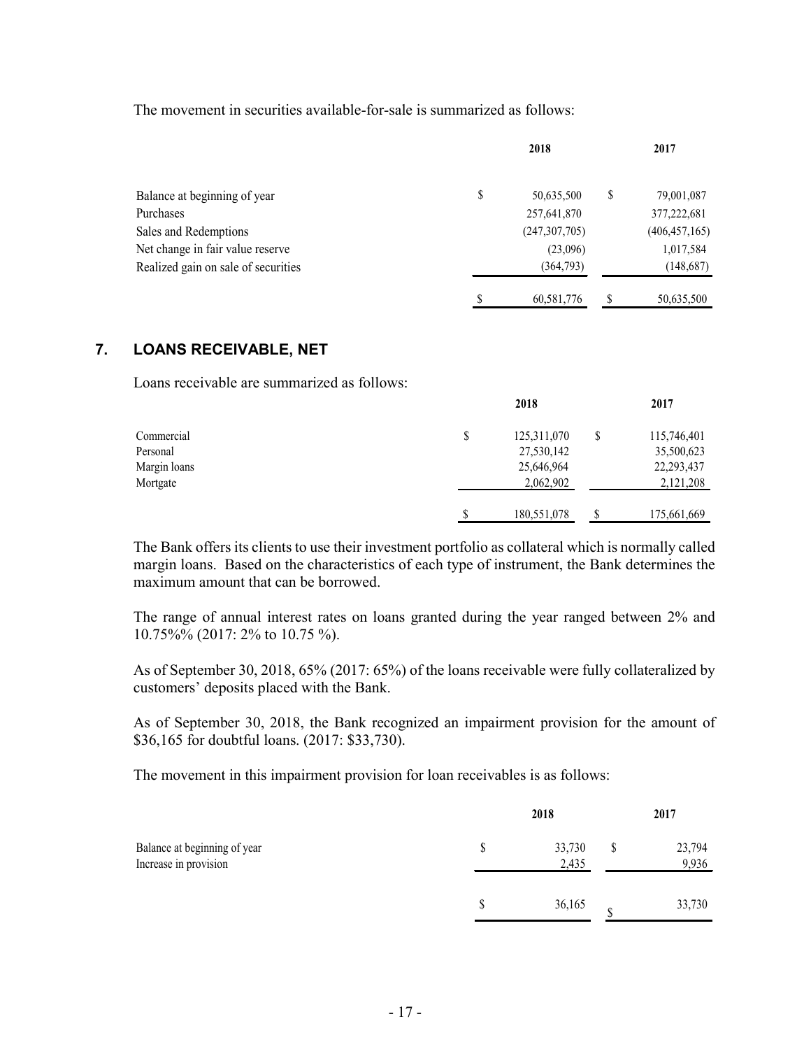The movement in securities available-for-sale is summarized as follows:

| | 2018 | 2017 |
|---|---|---|
| Balance at beginning of year | $ 50,635,500 | $ 79,001,087 |
| Purchases | 257,641,870 | 377,222,681 |
| Sales and Redemptions | (247,307,705) | (406,457,165) |
| Net change in fair value reserve | (23,096) | 1,017,584 |
| Realized gain on sale of securities | (364,793) | (148,687) |
| | $ 60,581,776 | $ 50,635,500 |

## 7. LOANS RECEIVABLE, NET

Loans receivable are summarized as follows:

| | 2018 | 2017 |
|---|---|---|
| Commercial | $ 125,311,070 | $ 115,746,401 |
| Personal | 27,530,142 | 35,500,623 |
| Margin loans | 25,646,964 | 22,293,437 |
| Mortgate | 2,062,902 | 2,121,208 |
| | $ 180,551,078 | $ 175,661,669 |

The Bank offers its clients to use their investment portfolio as collateral which is normally called margin loans. Based on the characteristics of each type of instrument, the Bank determines the maximum amount that can be borrowed.

The range of annual interest rates on loans granted during the year ranged between 2% and 10.75%% (2017: 2% to 10.75 %).

As of September 30, 2018, 65% (2017: 65%) of the loans receivable were fully collateralized by customers' deposits placed with the Bank.

As of September 30, 2018, the Bank recognized an impairment provision for the amount of $36,165 for doubtful loans. (2017: $33,730).

The movement in this impairment provision for loan receivables is as follows:

| | 2018 | 2017 |
|---|---|---|
| Balance at beginning of year | $ 33,730 | $ 23,794 |
| Increase in provision | 2,435 | 9,936 |
| | $ 36,165 | $ 33,730 |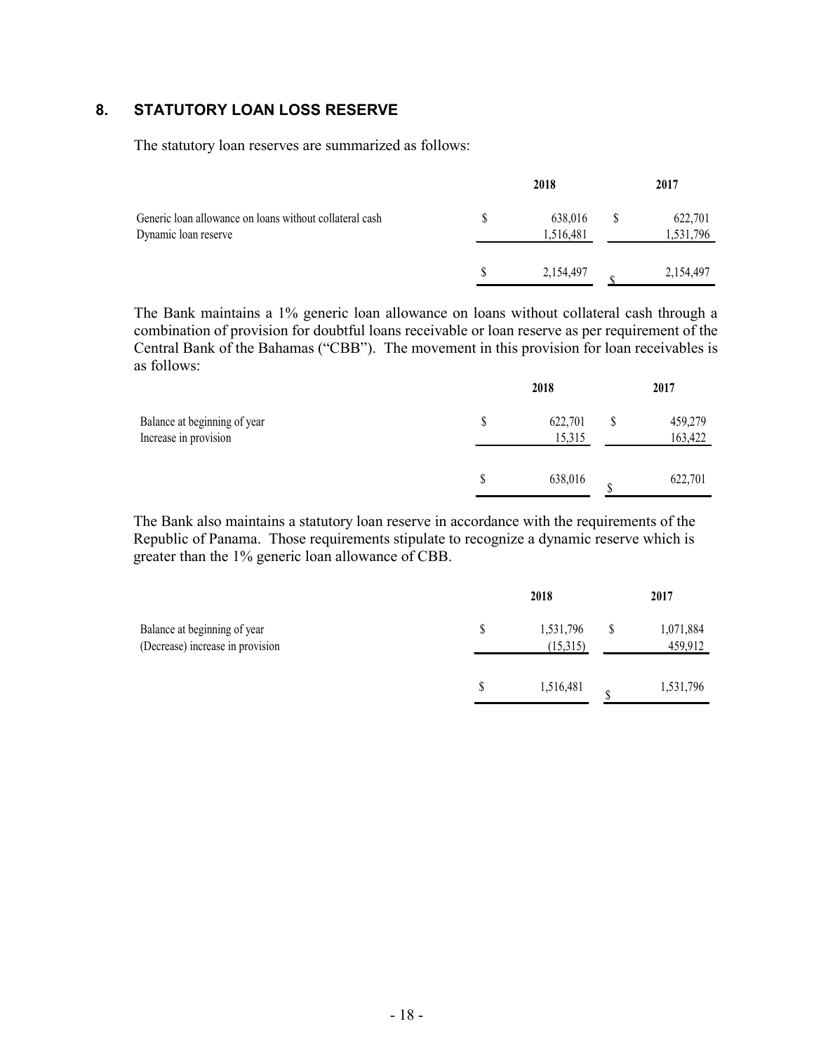## 8. STATUTORY LOAN LOSS RESERVE

The statutory loan reserves are summarized as follows:

| | 2018 | 2017 |
|---|---|---|
| Generic loan allowance on loans without collateral cash | $ 638,016 | $ 622,701 |
| Dynamic loan reserve | 1,516,481 | 1,531,796 |
| | $ 2,154,497 | $ 2,154,497 |

The Bank maintains a 1% generic loan allowance on loans without collateral cash through a combination of provision for doubtful loans receivable or loan reserve as per requirement of the Central Bank of the Bahamas ("CBB"). The movement in this provision for loan receivables is as follows:

| | 2018 | 2017 |
|---|---|---|
| Balance at beginning of year | $ 622,701 | $ 459,279 |
| Increase in provision | 15,315 | 163,422 |
| | $ 638,016 | $ 622,701 |

The Bank also maintains a statutory loan reserve in accordance with the requirements of the Republic of Panama. Those requirements stipulate to recognize a dynamic reserve which is greater than the 1% generic loan allowance of CBB.

| | 2018 | 2017 |
|---|---|---|
| Balance at beginning of year | $ 1,531,796 | $ 1,071,884 |
| (Decrease) increase in provision | (15,315) | 459,912 |
| | $ 1,516,481 | $ 1,531,796 |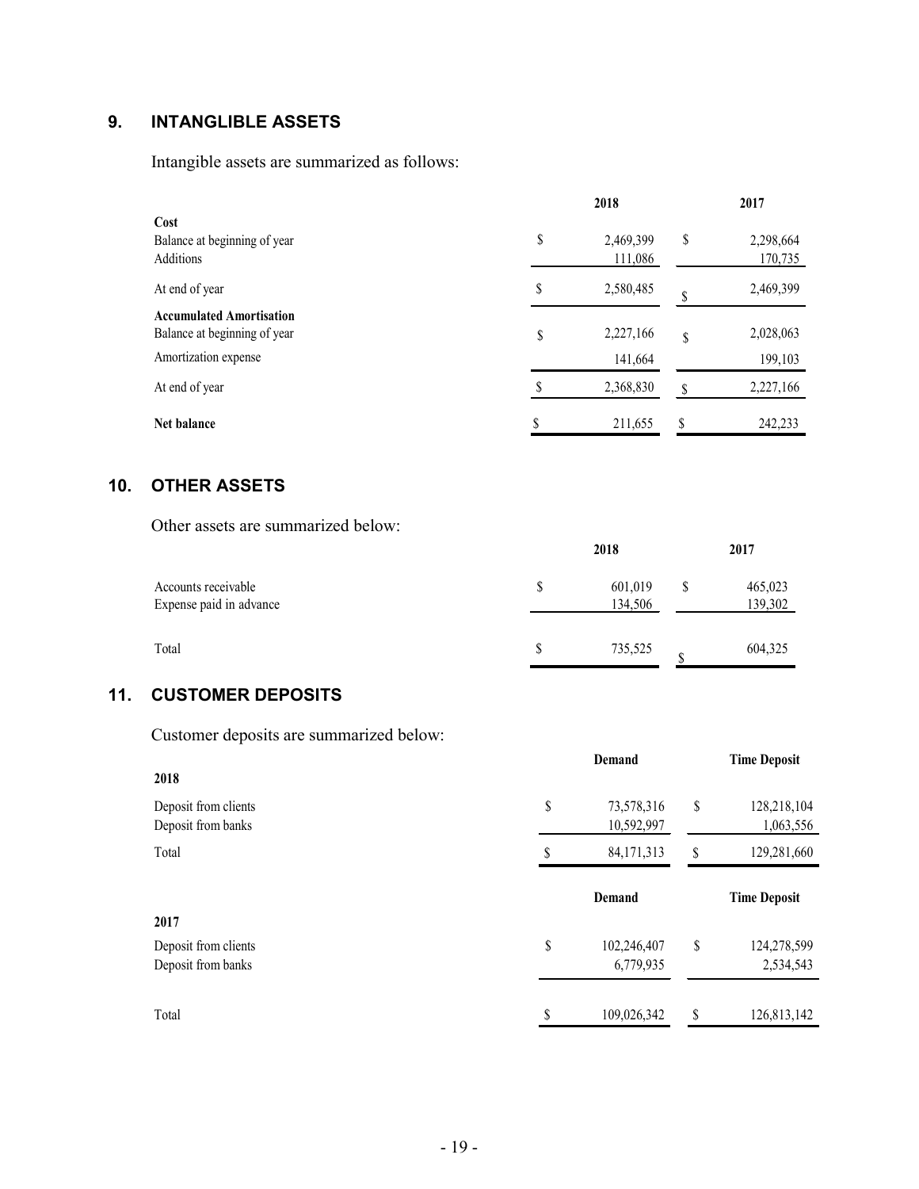## 9. INTANGIBLE ASSETS

Intangible assets are summarized as follows:

| | 2018 | 2017 |
|---|---|---|
| **Cost** | | |
| Balance at beginning of year | $ 2,469,399 | $ 2,298,664 |
| Additions | 111,086 | 170,735 |
| At end of year | $ 2,580,485 | $ 2,469,399 |
| **Accumulated Amortisation** | | |
| Balance at beginning of year | $ 2,227,166 | $ 2,028,063 |
| Amortization expense | 141,664 | 199,103 |
| At end of year | $ 2,368,830 | $ 2,227,166 |
| **Net balance** | $ 211,655 | $ 242,233 |

## 10. OTHER ASSETS

Other assets are summarized below:

| | 2018 | 2017 |
|---|---|---|
| Accounts receivable | $ 601,019 | $ 465,023 |
| Expense paid in advance | 134,506 | 139,302 |
| Total | $ 735,525 | $ 604,325 |

## 11. CUSTOMER DEPOSITS

Customer deposits are summarized below:

| | Demand | Time Deposit |
|---|---|---|
| **2018** | | |
| Deposit from clients | $ 73,578,316 | $ 128,218,104 |
| Deposit from banks | 10,592,997 | 1,063,556 |
| Total | $ 84,171,313 | $ 129,281,660 |

| | Demand | Time Deposit |
|---|---|---|
| **2017** | | |
| Deposit from clients | $ 102,246,407 | $ 124,278,599 |
| Deposit from banks | 6,779,935 | 2,534,543 |
| Total | $ 109,026,342 | $ 126,813,142 |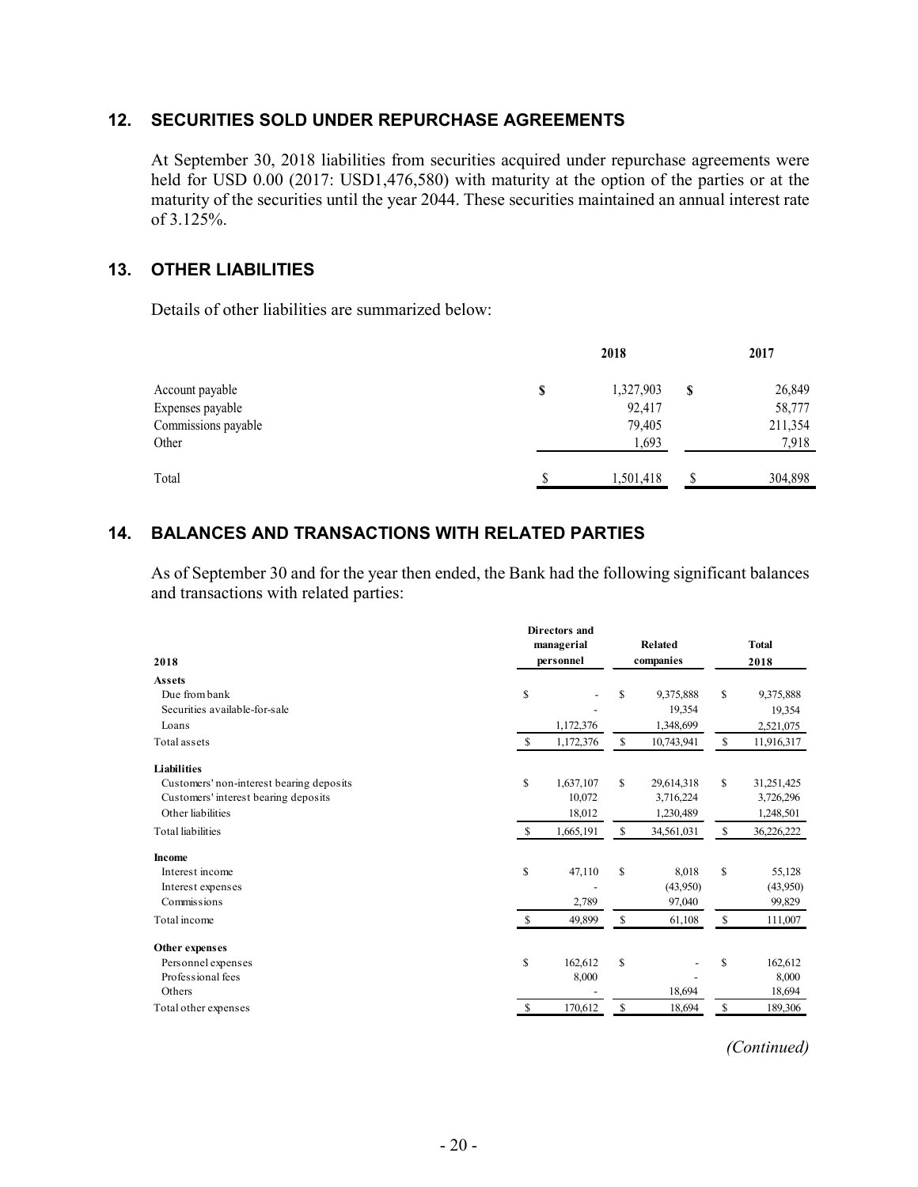## 12. SECURITIES SOLD UNDER REPURCHASE AGREEMENTS

At September 30, 2018 liabilities from securities acquired under repurchase agreements were held for USD 0.00 (2017: USD1,476,580) with maturity at the option of the parties or at the maturity of the securities until the year 2044. These securities maintained an annual interest rate of 3.125%.

## 13. OTHER LIABILITIES

Details of other liabilities are summarized below:

| | | 2018 | | 2017 |
|---|---|---|---|---|
| Account payable | $ | 1,327,903 | $ | 26,849 |
| Expenses payable | | 92,417 | | 58,777 |
| Commissions payable | | 79,405 | | 211,354 |
| Other | | 1,693 | | 7,918 |
| Total | $ | 1,501,418 | $ | 304,898 |

## 14. BALANCES AND TRANSACTIONS WITH RELATED PARTIES

As of September 30 and for the year then ended, the Bank had the following significant balances and transactions with related parties:

| 2018 | | Directors and managerial personnel | | Related companies | | Total 2018 |
|---|---|---|---|---|---|---|
| **Assets** | | | | | | |
| Due from bank | $ | - | $ | 9,375,888 | $ | 9,375,888 |
| Securities available-for-sale | | - | | 19,354 | | 19,354 |
| Loans | | 1,172,376 | | 1,348,699 | | 2,521,075 |
| Total assets | $ | 1,172,376 | $ | 10,743,941 | $ | 11,916,317 |
| **Liabilities** | | | | | | |
| Customers' non-interest bearing deposits | $ | 1,637,107 | $ | 29,614,318 | $ | 31,251,425 |
| Customers' interest bearing deposits | | 10,072 | | 3,716,224 | | 3,726,296 |
| Other liabilities | | 18,012 | | 1,230,489 | | 1,248,501 |
| Total liabilities | $ | 1,665,191 | $ | 34,561,031 | $ | 36,226,222 |
| **Income** | | | | | | |
| Interest income | $ | 47,110 | $ | 8,018 | $ | 55,128 |
| Interest expenses | | - | | (43,950) | | (43,950) |
| Commissions | | 2,789 | | 97,040 | | 99,829 |
| Total income | $ | 49,899 | $ | 61,108 | $ | 111,007 |
| **Other expenses** | | | | | | |
| Personnel expenses | $ | 162,612 | $ | - | $ | 162,612 |
| Professional fees | | 8,000 | | - | | 8,000 |
| Others | | - | | 18,694 | | 18,694 |
| Total other expenses | $ | 170,612 | $ | 18,694 | $ | 189,306 |

*(Continued)*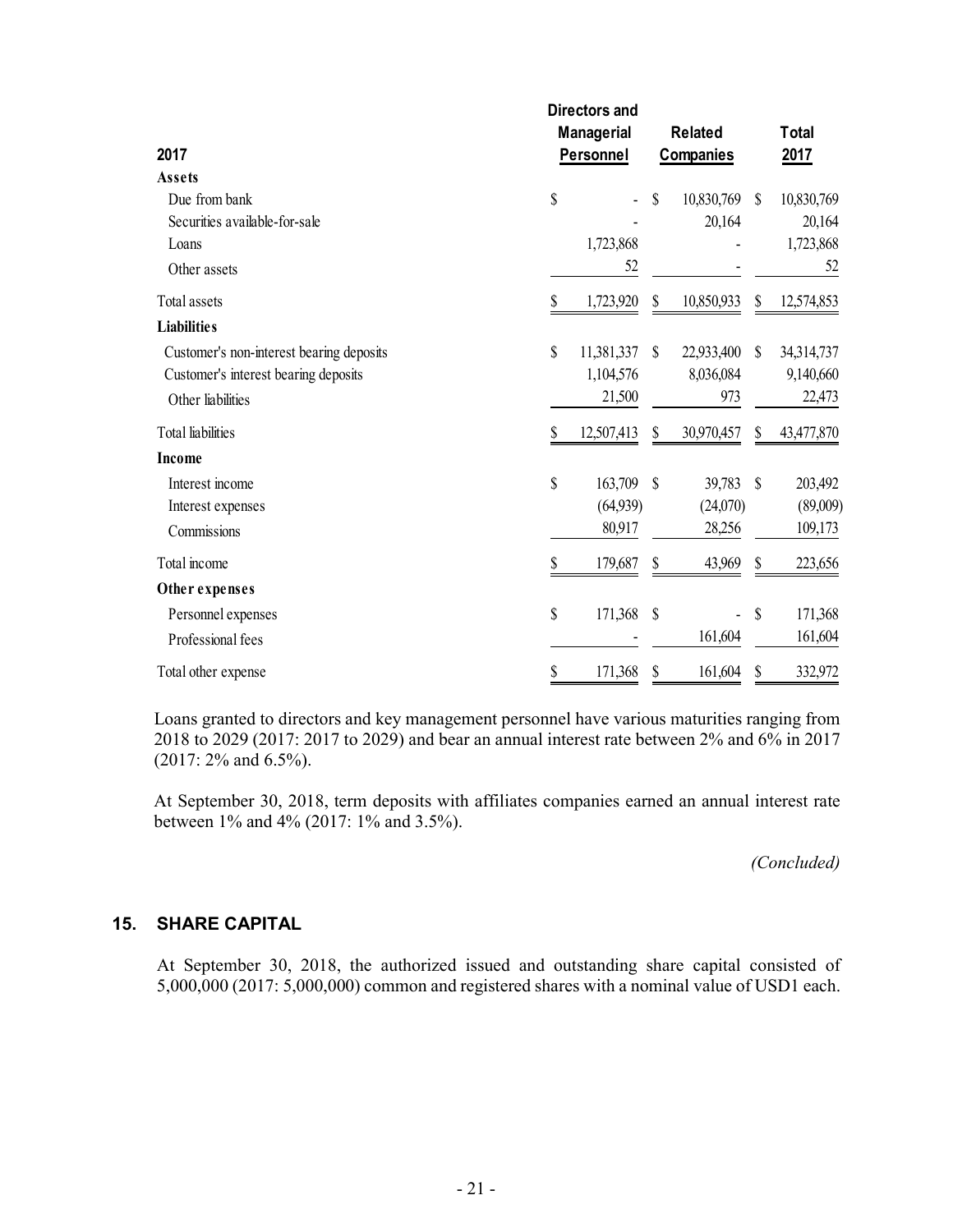| 2017 | Directors and Managerial Personnel | Related Companies | Total 2017 |
|---|---|---|---|
| **Assets** | | | |
| Due from bank | $ - | $ 10,830,769 | $ 10,830,769 |
| Securities available-for-sale | - | 20,164 | 20,164 |
| Loans | 1,723,868 | - | 1,723,868 |
| Other assets | 52 | - | 52 |
| Total assets | $ 1,723,920 | $ 10,850,933 | $ 12,574,853 |
| **Liabilities** | | | |
| Customer's non-interest bearing deposits | $ 11,381,337 | $ 22,933,400 | $ 34,314,737 |
| Customer's interest bearing deposits | 1,104,576 | 8,036,084 | 9,140,660 |
| Other liabilities | 21,500 | 973 | 22,473 |
| Total liabilities | $ 12,507,413 | $ 30,970,457 | $ 43,477,870 |
| **Income** | | | |
| Interest income | $ 163,709 | $ 39,783 | $ 203,492 |
| Interest expenses | (64,939) | (24,070) | (89,009) |
| Commissions | 80,917 | 28,256 | 109,173 |
| Total income | $ 179,687 | $ 43,969 | $ 223,656 |
| **Other expenses** | | | |
| Personnel expenses | $ 171,368 | $ - | $ 171,368 |
| Professional fees | - | 161,604 | 161,604 |
| Total other expense | $ 171,368 | $ 161,604 | $ 332,972 |

Loans granted to directors and key management personnel have various maturities ranging from 2018 to 2029 (2017: 2017 to 2029) and bear an annual interest rate between 2% and 6% in 2017 (2017: 2% and 6.5%).

At September 30, 2018, term deposits with affiliates companies earned an annual interest rate between 1% and 4% (2017: 1% and 3.5%).

*(Concluded)*

## 15. SHARE CAPITAL

At September 30, 2018, the authorized issued and outstanding share capital consisted of 5,000,000 (2017: 5,000,000) common and registered shares with a nominal value of USD1 each.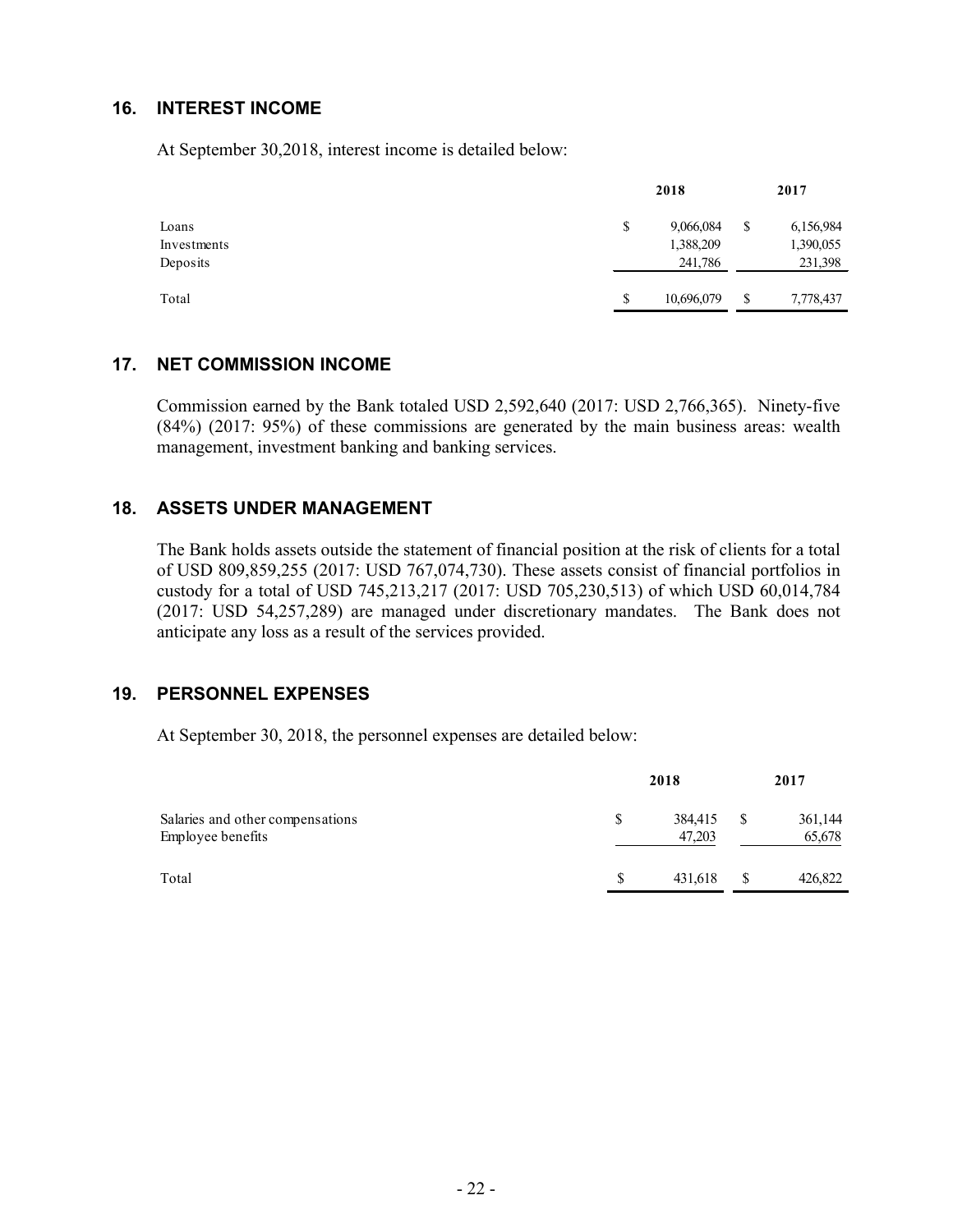## 16. INTEREST INCOME

At September 30,2018, interest income is detailed below:

| | 2018 | 2017 |
|---|---|---|
| Loans | $ 9,066,084 | $ 6,156,984 |
| Investments | 1,388,209 | 1,390,055 |
| Deposits | 241,786 | 231,398 |
| Total | $ 10,696,079 | $ 7,778,437 |

## 17. NET COMMISSION INCOME

Commission earned by the Bank totaled USD 2,592,640 (2017: USD 2,766,365). Ninety-five (84%) (2017: 95%) of these commissions are generated by the main business areas: wealth management, investment banking and banking services.

## 18. ASSETS UNDER MANAGEMENT

The Bank holds assets outside the statement of financial position at the risk of clients for a total of USD 809,859,255 (2017: USD 767,074,730). These assets consist of financial portfolios in custody for a total of USD 745,213,217 (2017: USD 705,230,513) of which USD 60,014,784 (2017: USD 54,257,289) are managed under discretionary mandates. The Bank does not anticipate any loss as a result of the services provided.

## 19. PERSONNEL EXPENSES

At September 30, 2018, the personnel expenses are detailed below:

| | 2018 | 2017 |
|---|---|---|
| Salaries and other compensations | $ 384,415 | $ 361,144 |
| Employee benefits | 47,203 | 65,678 |
| Total | $ 431,618 | $ 426,822 |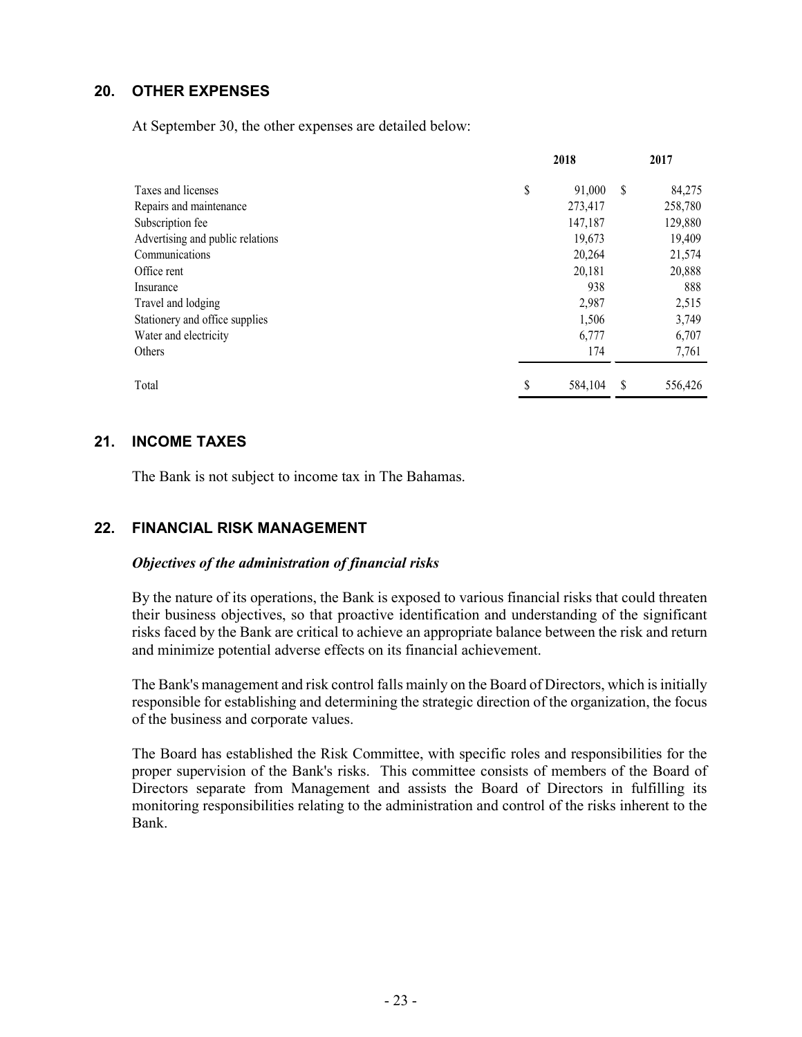## 20. OTHER EXPENSES

At September 30, the other expenses are detailed below:

| | 2018 | 2017 |
|---|---|---|
| Taxes and licenses | $ 91,000 | $ 84,275 |
| Repairs and maintenance | 273,417 | 258,780 |
| Subscription fee | 147,187 | 129,880 |
| Advertising and public relations | 19,673 | 19,409 |
| Communications | 20,264 | 21,574 |
| Office rent | 20,181 | 20,888 |
| Insurance | 938 | 888 |
| Travel and lodging | 2,987 | 2,515 |
| Stationery and office supplies | 1,506 | 3,749 |
| Water and electricity | 6,777 | 6,707 |
| Others | 174 | 7,761 |
| Total | $ 584,104 | $ 556,426 |

## 21. INCOME TAXES

The Bank is not subject to income tax in The Bahamas.

## 22. FINANCIAL RISK MANAGEMENT

***Objectives of the administration of financial risks***

By the nature of its operations, the Bank is exposed to various financial risks that could threaten their business objectives, so that proactive identification and understanding of the significant risks faced by the Bank are critical to achieve an appropriate balance between the risk and return and minimize potential adverse effects on its financial achievement.

The Bank's management and risk control falls mainly on the Board of Directors, which is initially responsible for establishing and determining the strategic direction of the organization, the focus of the business and corporate values.

The Board has established the Risk Committee, with specific roles and responsibilities for the proper supervision of the Bank's risks. This committee consists of members of the Board of Directors separate from Management and assists the Board of Directors in fulfilling its monitoring responsibilities relating to the administration and control of the risks inherent to the Bank.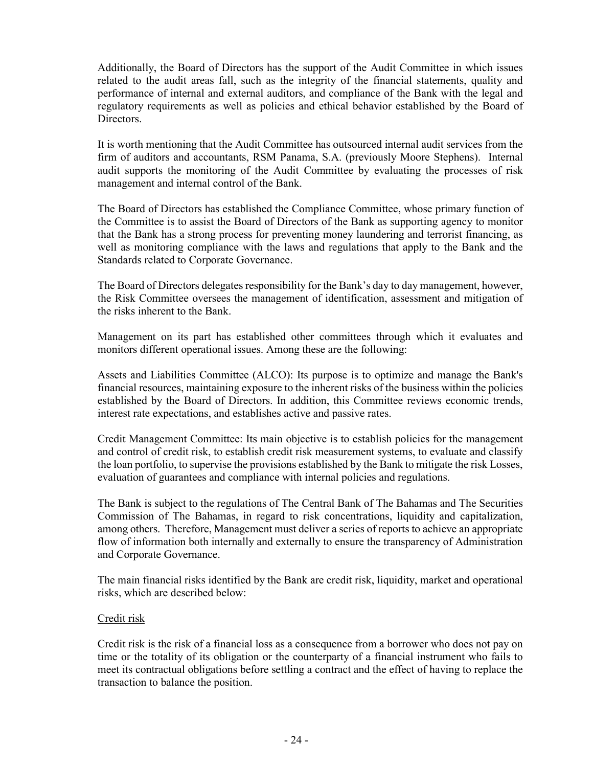Additionally, the Board of Directors has the support of the Audit Committee in which issues related to the audit areas fall, such as the integrity of the financial statements, quality and performance of internal and external auditors, and compliance of the Bank with the legal and regulatory requirements as well as policies and ethical behavior established by the Board of Directors.

It is worth mentioning that the Audit Committee has outsourced internal audit services from the firm of auditors and accountants, RSM Panama, S.A. (previously Moore Stephens). Internal audit supports the monitoring of the Audit Committee by evaluating the processes of risk management and internal control of the Bank.

The Board of Directors has established the Compliance Committee, whose primary function of the Committee is to assist the Board of Directors of the Bank as supporting agency to monitor that the Bank has a strong process for preventing money laundering and terrorist financing, as well as monitoring compliance with the laws and regulations that apply to the Bank and the Standards related to Corporate Governance.

The Board of Directors delegates responsibility for the Bank's day to day management, however, the Risk Committee oversees the management of identification, assessment and mitigation of the risks inherent to the Bank.

Management on its part has established other committees through which it evaluates and monitors different operational issues. Among these are the following:

Assets and Liabilities Committee (ALCO): Its purpose is to optimize and manage the Bank's financial resources, maintaining exposure to the inherent risks of the business within the policies established by the Board of Directors. In addition, this Committee reviews economic trends, interest rate expectations, and establishes active and passive rates.

Credit Management Committee: Its main objective is to establish policies for the management and control of credit risk, to establish credit risk measurement systems, to evaluate and classify the loan portfolio, to supervise the provisions established by the Bank to mitigate the risk Losses, evaluation of guarantees and compliance with internal policies and regulations.

The Bank is subject to the regulations of The Central Bank of The Bahamas and The Securities Commission of The Bahamas, in regard to risk concentrations, liquidity and capitalization, among others. Therefore, Management must deliver a series of reports to achieve an appropriate flow of information both internally and externally to ensure the transparency of Administration and Corporate Governance.

The main financial risks identified by the Bank are credit risk, liquidity, market and operational risks, which are described below:

<u>Credit risk</u>

Credit risk is the risk of a financial loss as a consequence from a borrower who does not pay on time or the totality of its obligation or the counterparty of a financial instrument who fails to meet its contractual obligations before settling a contract and the effect of having to replace the transaction to balance the position.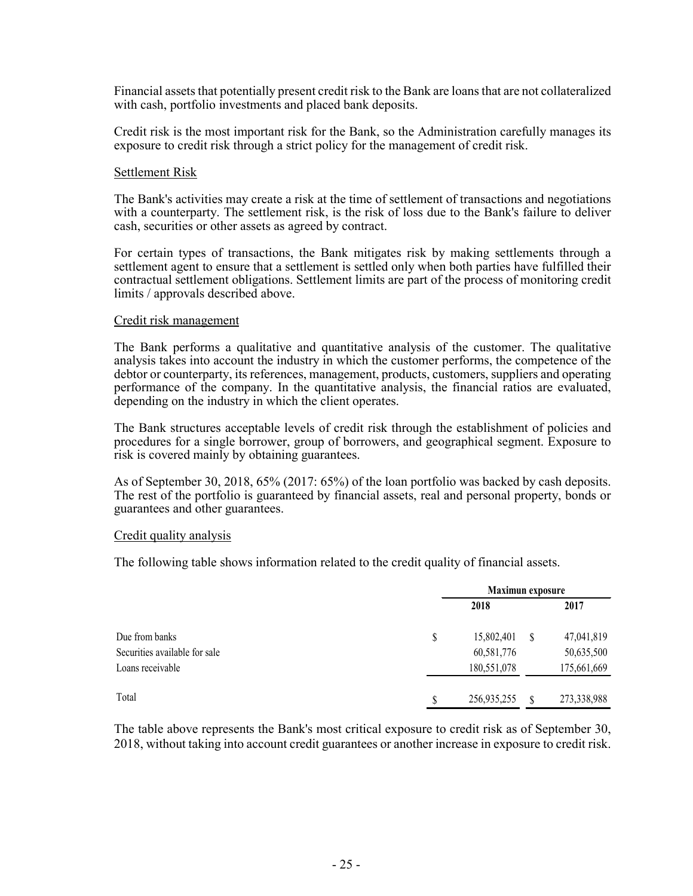Financial assets that potentially present credit risk to the Bank are loans that are not collateralized with cash, portfolio investments and placed bank deposits.

Credit risk is the most important risk for the Bank, so the Administration carefully manages its exposure to credit risk through a strict policy for the management of credit risk.

Settlement Risk

The Bank's activities may create a risk at the time of settlement of transactions and negotiations with a counterparty. The settlement risk, is the risk of loss due to the Bank's failure to deliver cash, securities or other assets as agreed by contract.

For certain types of transactions, the Bank mitigates risk by making settlements through a settlement agent to ensure that a settlement is settled only when both parties have fulfilled their contractual settlement obligations. Settlement limits are part of the process of monitoring credit limits / approvals described above.

Credit risk management

The Bank performs a qualitative and quantitative analysis of the customer. The qualitative analysis takes into account the industry in which the customer performs, the competence of the debtor or counterparty, its references, management, products, customers, suppliers and operating performance of the company. In the quantitative analysis, the financial ratios are evaluated, depending on the industry in which the client operates.

The Bank structures acceptable levels of credit risk through the establishment of policies and procedures for a single borrower, group of borrowers, and geographical segment. Exposure to risk is covered mainly by obtaining guarantees.

As of September 30, 2018, 65% (2017: 65%) of the loan portfolio was backed by cash deposits. The rest of the portfolio is guaranteed by financial assets, real and personal property, bonds or guarantees and other guarantees.

Credit quality analysis

The following table shows information related to the credit quality of financial assets.

| | **Maximun exposure** | |
|---|---|---|
| | **2018** | **2017** |
| Due from banks | $ 15,802,401 | $ 47,041,819 |
| Securities available for sale | 60,581,776 | 50,635,500 |
| Loans receivable | 180,551,078 | 175,661,669 |
| Total | $ 256,935,255 | $ 273,338,988 |

The table above represents the Bank's most critical exposure to credit risk as of September 30, 2018, without taking into account credit guarantees or another increase in exposure to credit risk.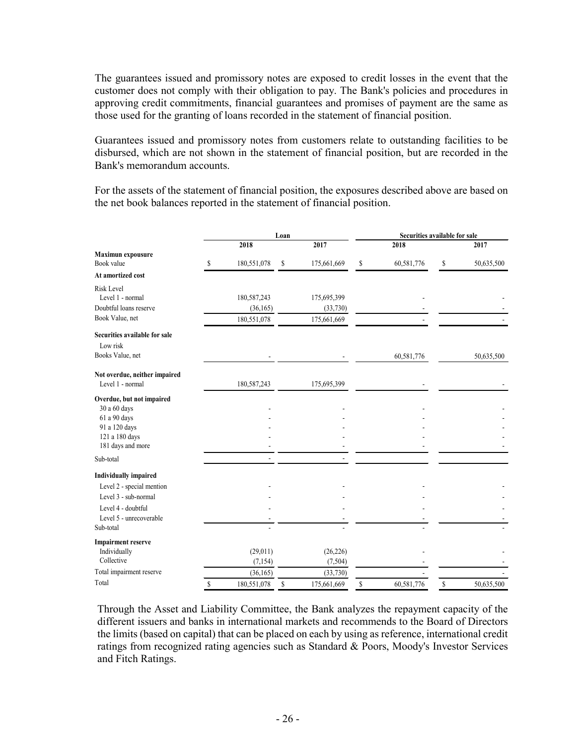The guarantees issued and promissory notes are exposed to credit losses in the event that the customer does not comply with their obligation to pay. The Bank's policies and procedures in approving credit commitments, financial guarantees and promises of payment are the same as those used for the granting of loans recorded in the statement of financial position.

Guarantees issued and promissory notes from customers relate to outstanding facilities to be disbursed, which are not shown in the statement of financial position, but are recorded in the Bank's memorandum accounts.

For the assets of the statement of financial position, the exposures described above are based on the net book balances reported in the statement of financial position.

| | Loan | | Securities available for sale | |
|---|---|---|---|---|
| | 2018 | 2017 | 2018 | 2017 |
| **Maximun expousure** | | | | |
| Book value | $ 180,551,078 | $ 175,661,669 | $ 60,581,776 | $ 50,635,500 |
| **At amortized cost** | | | | |
| Risk Level | | | | |
| Level 1 - normal | 180,587,243 | 175,695,399 | - | - |
| Doubtful loans reserve | (36,165) | (33,730) | - | - |
| Book Value, net | 180,551,078 | 175,661,669 | - | - |
| **Securities available for sale** | | | | |
| Low risk | | | | |
| Books Value, net | - | - | 60,581,776 | 50,635,500 |
| **Not overdue, neither impaired** | | | | |
| Level 1 - normal | 180,587,243 | 175,695,399 | - | - |
| **Overdue, but not impaired** | | | | |
| 30 a 60 days | - | - | - | - |
| 61 a 90 days | - | - | - | - |
| 91 a 120 days | - | - | - | - |
| 121 a 180 days | - | - | - | - |
| 181 days and more | - | - | - | - |
| Sub-total | - | - | | |
| **Individually impaired** | | | | |
| Level 2 - special mention | - | - | - | - |
| Level 3 - sub-normal | - | - | - | - |
| Level 4 - doubtful | - | - | - | - |
| Level 5 - unrecoverable | - | - | - | - |
| Sub-total | - | - | - | - |
| **Impairment reserve** | | | | |
| Individually | (29,011) | (26,226) | - | - |
| Collective | (7,154) | (7,504) | - | - |
| Total impairment reserve | (36,165) | (33,730) | - | - |
| Total | $ 180,551,078 | $ 175,661,669 | $ 60,581,776 | $ 50,635,500 |

Through the Asset and Liability Committee, the Bank analyzes the repayment capacity of the different issuers and banks in international markets and recommends to the Board of Directors the limits (based on capital) that can be placed on each by using as reference, international credit ratings from recognized rating agencies such as Standard & Poors, Moody's Investor Services and Fitch Ratings.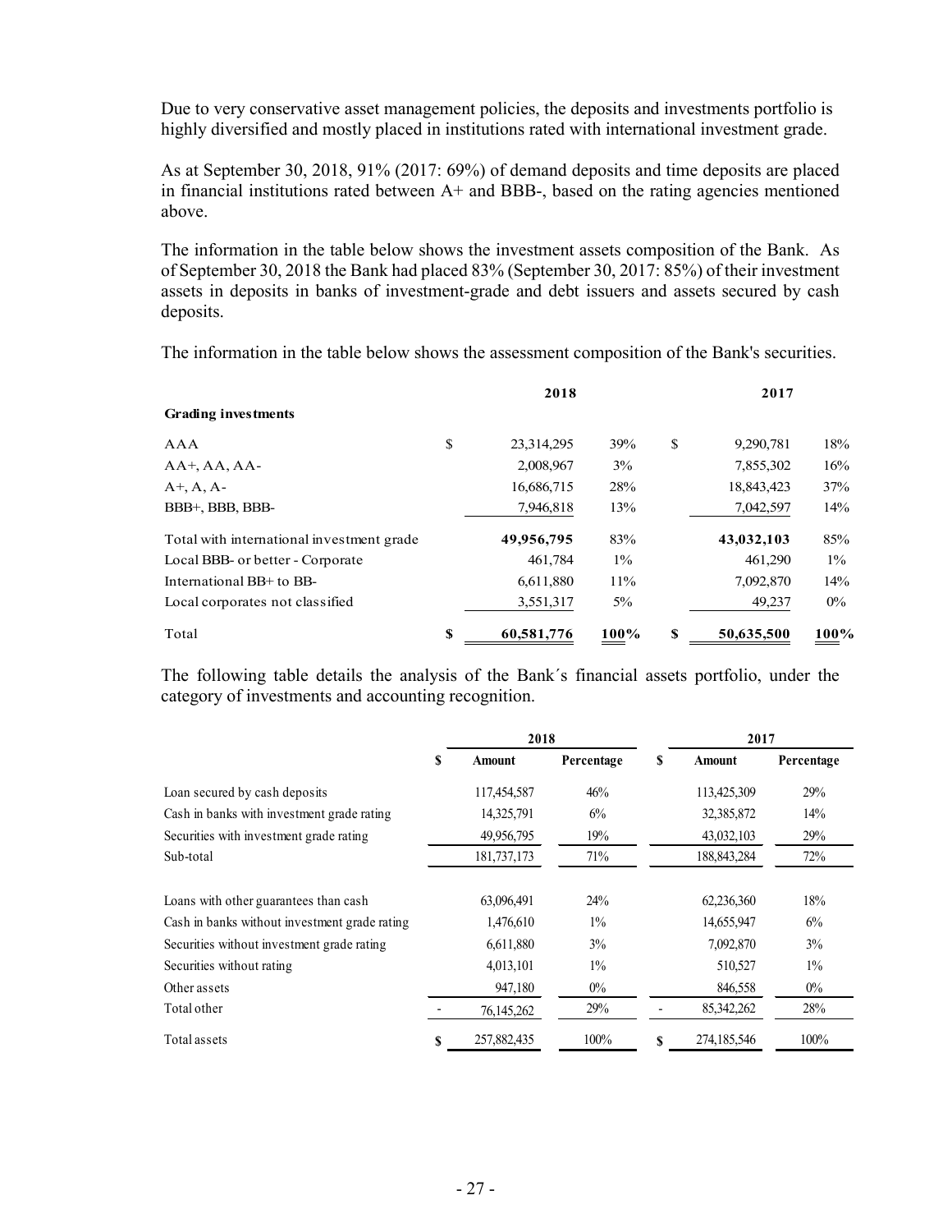Due to very conservative asset management policies, the deposits and investments portfolio is highly diversified and mostly placed in institutions rated with international investment grade.

As at September 30, 2018, 91% (2017: 69%) of demand deposits and time deposits are placed in financial institutions rated between A+ and BBB-, based on the rating agencies mentioned above.

The information in the table below shows the investment assets composition of the Bank. As of September 30, 2018 the Bank had placed 83% (September 30, 2017: 85%) of their investment assets in deposits in banks of investment-grade and debt issuers and assets secured by cash deposits.

The information in the table below shows the assessment composition of the Bank's securities.

| | 2018 | | 2017 | |
|---|---|---|---|---|
| **Grading investments** | | | | |
| AAA | $ 23,314,295 | 39% | $ 9,290,781 | 18% |
| AA+, AA, AA- | 2,008,967 | 3% | 7,855,302 | 16% |
| A+, A, A- | 16,686,715 | 28% | 18,843,423 | 37% |
| BBB+, BBB, BBB- | 7,946,818 | 13% | 7,042,597 | 14% |
| Total with international investment grade | **49,956,795** | 83% | **43,032,103** | 85% |
| Local BBB- or better - Corporate | 461,784 | 1% | 461,290 | 1% |
| International BB+ to BB- | 6,611,880 | 11% | 7,092,870 | 14% |
| Local corporates not classified | 3,551,317 | 5% | 49,237 | 0% |
| Total | **$ 60,581,776** | **100%** | **$ 50,635,500** | **100%** |

The following table details the analysis of the Bank´s financial assets portfolio, under the category of investments and accounting recognition.

| | 2018 | | 2017 | |
|---|---|---|---|---|
| | $ Amount | Percentage | $ Amount | Percentage |
| Loan secured by cash deposits | 117,454,587 | 46% | 113,425,309 | 29% |
| Cash in banks with investment grade rating | 14,325,791 | 6% | 32,385,872 | 14% |
| Securities with investment grade rating | 49,956,795 | 19% | 43,032,103 | 29% |
| Sub-total | 181,737,173 | 71% | 188,843,284 | 72% |
| | | | | |
| Loans with other guarantees than cash | 63,096,491 | 24% | 62,236,360 | 18% |
| Cash in banks without investment grade rating | 1,476,610 | 1% | 14,655,947 | 6% |
| Securities without investment grade rating | 6,611,880 | 3% | 7,092,870 | 3% |
| Securities without rating | 4,013,101 | 1% | 510,527 | 1% |
| Other assets | 947,180 | 0% | 846,558 | 0% |
| Total other | - 76,145,262 | 29% | - 85,342,262 | 28% |
| Total assets | $ 257,882,435 | 100% | $ 274,185,546 | 100% |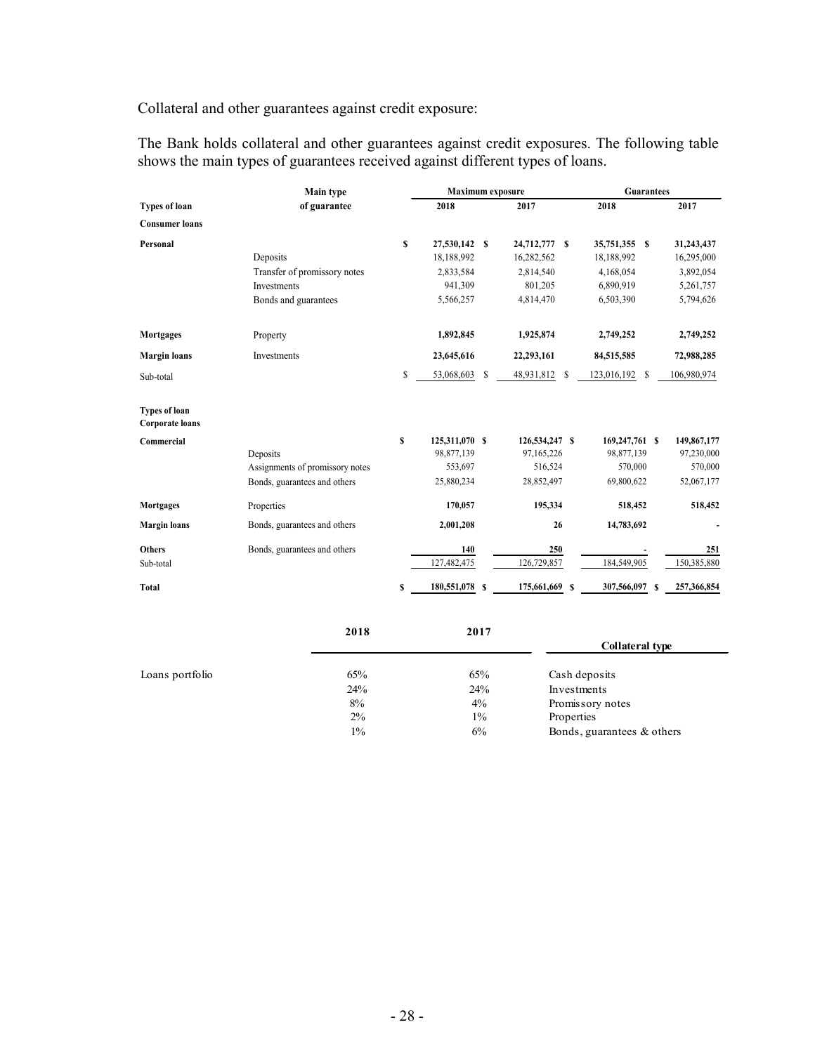Collateral and other guarantees against credit exposure:

The Bank holds collateral and other guarantees against credit exposures. The following table shows the main types of guarantees received against different types of loans.

| Types of loan | Main type of guarantee | Maximum exposure 2018 | Maximum exposure 2017 | Guarantees 2018 | Guarantees 2017 |
|---|---|---|---|---|---|
| **Consumer loans** | | | | | |
| **Personal** | | **$ 27,530,142** | **$ 24,712,777** | **$ 35,751,355** | **$ 31,243,437** |
| | Deposits | 18,188,992 | 16,282,562 | 18,188,992 | 16,295,000 |
| | Transfer of promissory notes | 2,833,584 | 2,814,540 | 4,168,054 | 3,892,054 |
| | Investments | 941,309 | 801,205 | 6,890,919 | 5,261,757 |
| | Bonds and guarantees | 5,566,257 | 4,814,470 | 6,503,390 | 5,794,626 |
| **Mortgages** | Property | **1,892,845** | **1,925,874** | **2,749,252** | **2,749,252** |
| **Margin loans** | Investments | **23,645,616** | **22,293,161** | **84,515,585** | **72,988,285** |
| Sub-total | | $ 53,068,603 | $ 48,931,812 | $ 123,016,192 | $ 106,980,974 |
| **Types of loan Corporate loans** | | | | | |
| **Commercial** | | **$ 125,311,070** | **$ 126,534,247** | **$ 169,247,761** | **$ 149,867,177** |
| | Deposits | 98,877,139 | 97,165,226 | 98,877,139 | 97,230,000 |
| | Assignments of promissory notes | 553,697 | 516,524 | 570,000 | 570,000 |
| | Bonds, guarantees and others | 25,880,234 | 28,852,497 | 69,800,622 | 52,067,177 |
| **Mortgages** | Properties | **170,057** | **195,334** | **518,452** | **518,452** |
| **Margin loans** | Bonds, guarantees and others | **2,001,208** | **26** | **14,783,692** | **-** |
| **Others** | Bonds, guarantees and others | **140** | **250** | **-** | **251** |
| Sub-total | | 127,482,475 | 126,729,857 | 184,549,905 | 150,385,880 |
| **Total** | | **$ 180,551,078** | **$ 175,661,669** | **$ 307,566,097** | **$ 257,366,854** |

| | 2018 | 2017 | Collateral type |
|---|---|---|---|
| Loans portfolio | 65% | 65% | Cash deposits |
| | 24% | 24% | Investments |
| | 8% | 4% | Promissory notes |
| | 2% | 1% | Properties |
| | 1% | 6% | Bonds, guarantees & others |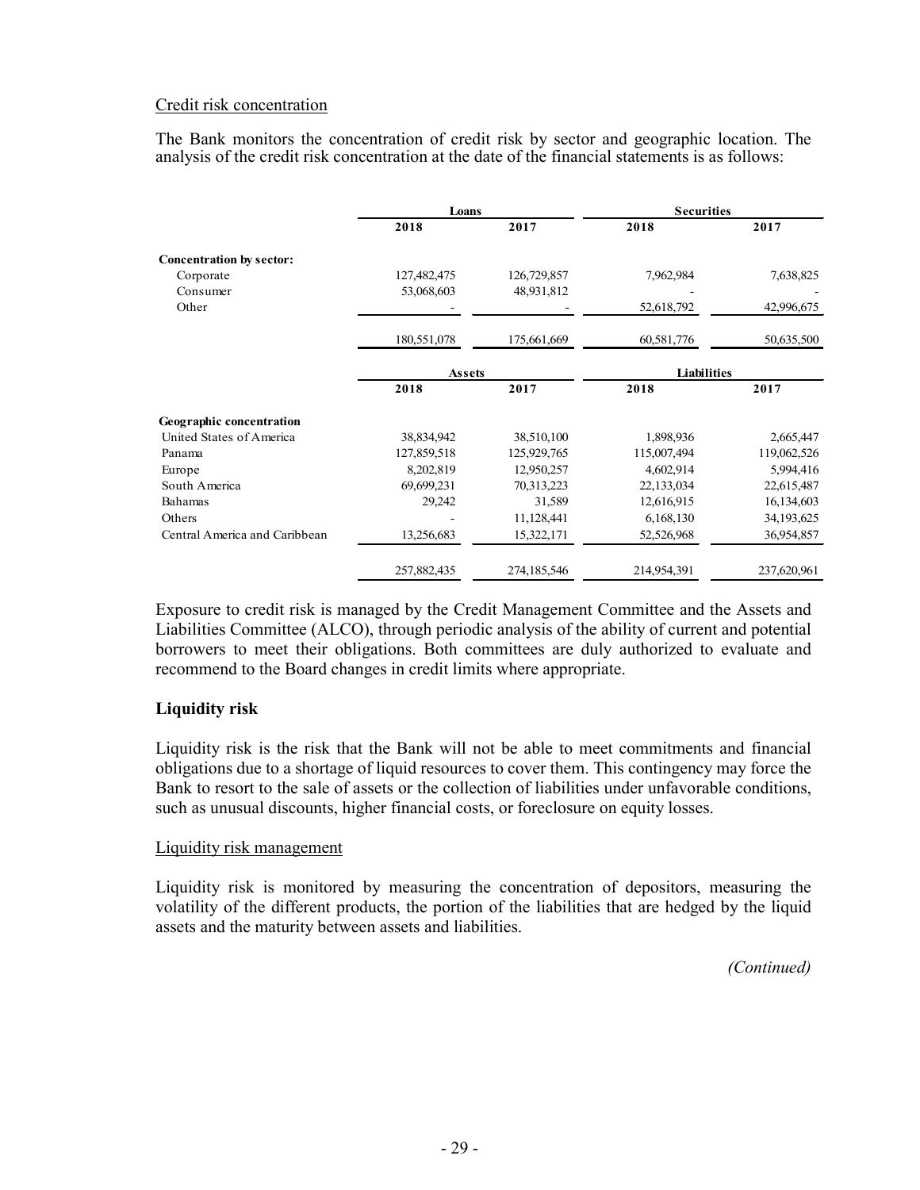Credit risk concentration

The Bank monitors the concentration of credit risk by sector and geographic location. The analysis of the credit risk concentration at the date of the financial statements is as follows:

| | Loans | | Securities | |
|---|---|---|---|---|
| | 2018 | 2017 | 2018 | 2017 |
| **Concentration by sector:** | | | | |
| Corporate | 127,482,475 | 126,729,857 | 7,962,984 | 7,638,825 |
| Consumer | 53,068,603 | 48,931,812 | - | - |
| Other | - | - | 52,618,792 | 42,996,675 |
| | 180,551,078 | 175,661,669 | 60,581,776 | 50,635,500 |

| | Assets | | Liabilities | |
|---|---|---|---|---|
| | 2018 | 2017 | 2018 | 2017 |
| **Geographic concentration** | | | | |
| United States of America | 38,834,942 | 38,510,100 | 1,898,936 | 2,665,447 |
| Panama | 127,859,518 | 125,929,765 | 115,007,494 | 119,062,526 |
| Europe | 8,202,819 | 12,950,257 | 4,602,914 | 5,994,416 |
| South America | 69,699,231 | 70,313,223 | 22,133,034 | 22,615,487 |
| Bahamas | 29,242 | 31,589 | 12,616,915 | 16,134,603 |
| Others | - | 11,128,441 | 6,168,130 | 34,193,625 |
| Central America and Caribbean | 13,256,683 | 15,322,171 | 52,526,968 | 36,954,857 |
| | 257,882,435 | 274,185,546 | 214,954,391 | 237,620,961 |

Exposure to credit risk is managed by the Credit Management Committee and the Assets and Liabilities Committee (ALCO), through periodic analysis of the ability of current and potential borrowers to meet their obligations. Both committees are duly authorized to evaluate and recommend to the Board changes in credit limits where appropriate.

**Liquidity risk**

Liquidity risk is the risk that the Bank will not be able to meet commitments and financial obligations due to a shortage of liquid resources to cover them. This contingency may force the Bank to resort to the sale of assets or the collection of liabilities under unfavorable conditions, such as unusual discounts, higher financial costs, or foreclosure on equity losses.

Liquidity risk management

Liquidity risk is monitored by measuring the concentration of depositors, measuring the volatility of the different products, the portion of the liabilities that are hedged by the liquid assets and the maturity between assets and liabilities.

*(Continued)*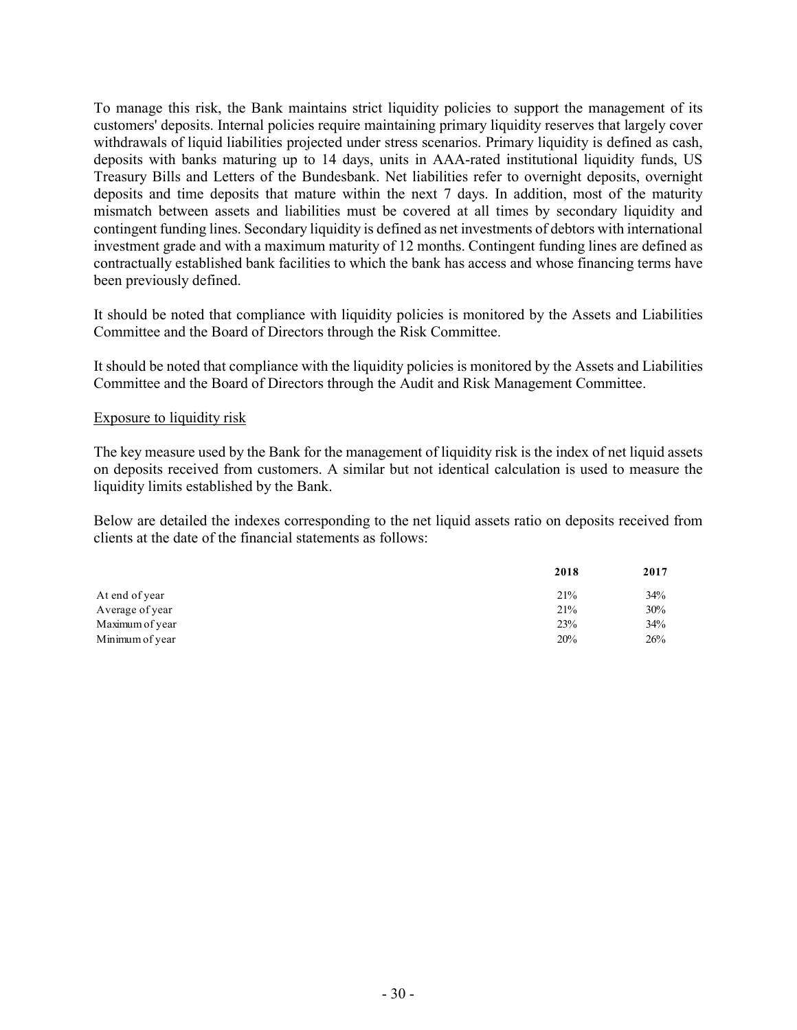To manage this risk, the Bank maintains strict liquidity policies to support the management of its customers' deposits. Internal policies require maintaining primary liquidity reserves that largely cover withdrawals of liquid liabilities projected under stress scenarios. Primary liquidity is defined as cash, deposits with banks maturing up to 14 days, units in AAA-rated institutional liquidity funds, US Treasury Bills and Letters of the Bundesbank. Net liabilities refer to overnight deposits, overnight deposits and time deposits that mature within the next 7 days. In addition, most of the maturity mismatch between assets and liabilities must be covered at all times by secondary liquidity and contingent funding lines. Secondary liquidity is defined as net investments of debtors with international investment grade and with a maximum maturity of 12 months. Contingent funding lines are defined as contractually established bank facilities to which the bank has access and whose financing terms have been previously defined.

It should be noted that compliance with liquidity policies is monitored by the Assets and Liabilities Committee and the Board of Directors through the Risk Committee.

It should be noted that compliance with the liquidity policies is monitored by the Assets and Liabilities Committee and the Board of Directors through the Audit and Risk Management Committee.

<u>Exposure to liquidity risk</u>

The key measure used by the Bank for the management of liquidity risk is the index of net liquid assets on deposits received from customers. A similar but not identical calculation is used to measure the liquidity limits established by the Bank.

Below are detailed the indexes corresponding to the net liquid assets ratio on deposits received from clients at the date of the financial statements as follows:

| | 2018 | 2017 |
|---|---|---|
| At end of year | 21% | 34% |
| Average of year | 21% | 30% |
| Maximum of year | 23% | 34% |
| Minimum of year | 20% | 26% |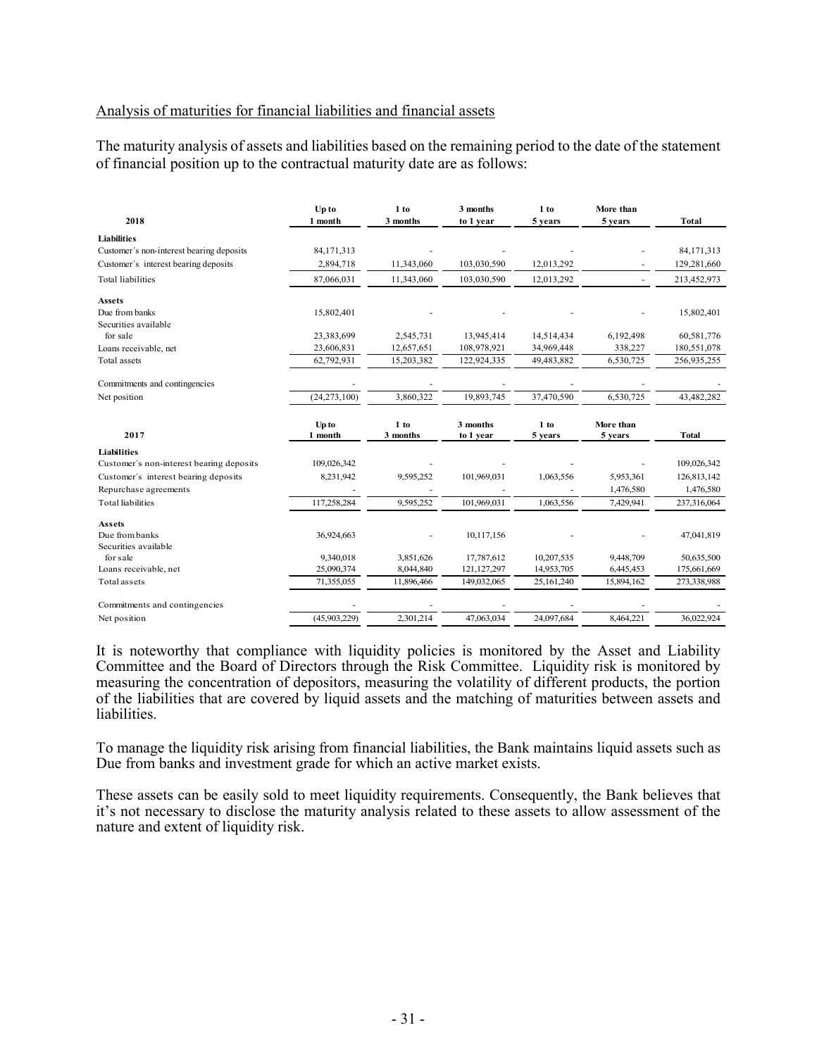Analysis of maturities for financial liabilities and financial assets

The maturity analysis of assets and liabilities based on the remaining period to the date of the statement of financial position up to the contractual maturity date are as follows:

| 2018 | Up to 1 month | 1 to 3 months | 3 months to 1 year | 1 to 5 years | More than 5 years | Total |
|---|---|---|---|---|---|---|
| **Liabilities** | | | | | | |
| Customer´s non-interest bearing deposits | 84,171,313 | - | - | - | - | 84,171,313 |
| Customer´s interest bearing deposits | 2,894,718 | 11,343,060 | 103,030,590 | 12,013,292 | - | 129,281,660 |
| Total liabilities | 87,066,031 | 11,343,060 | 103,030,590 | 12,013,292 | - | 213,452,973 |
| **Assets** | | | | | | |
| Due from banks | 15,802,401 | - | - | - | - | 15,802,401 |
| Securities available for sale | 23,383,699 | 2,545,731 | 13,945,414 | 14,514,434 | 6,192,498 | 60,581,776 |
| Loans receivable, net | 23,606,831 | 12,657,651 | 108,978,921 | 34,969,448 | 338,227 | 180,551,078 |
| Total assets | 62,792,931 | 15,203,382 | 122,924,335 | 49,483,882 | 6,530,725 | 256,935,255 |
| Commitments and contingencies | - | - | - | - | - | - |
| Net position | (24,273,100) | 3,860,322 | 19,893,745 | 37,470,590 | 6,530,725 | 43,482,282 |

| 2017 | Up to 1 month | 1 to 3 months | 3 months to 1 year | 1 to 5 years | More than 5 years | Total |
|---|---|---|---|---|---|---|
| **Liabilities** | | | | | | |
| Customer´s non-interest bearing deposits | 109,026,342 | - | - | - | - | 109,026,342 |
| Customer´s interest bearing deposits | 8,231,942 | 9,595,252 | 101,969,031 | 1,063,556 | 5,953,361 | 126,813,142 |
| Repurchase agreements | - | - | - | - | 1,476,580 | 1,476,580 |
| Total liabilities | 117,258,284 | 9,595,252 | 101,969,031 | 1,063,556 | 7,429,941 | 237,316,064 |
| **Assets** | | | | | | |
| Due from banks | 36,924,663 | - | 10,117,156 | - | - | 47,041,819 |
| Securities available for sale | 9,340,018 | 3,851,626 | 17,787,612 | 10,207,535 | 9,448,709 | 50,635,500 |
| Loans receivable, net | 25,090,374 | 8,044,840 | 121,127,297 | 14,953,705 | 6,445,453 | 175,661,669 |
| Total assets | 71,355,055 | 11,896,466 | 149,032,065 | 25,161,240 | 15,894,162 | 273,338,988 |
| Commitments and contingencies | - | - | - | - | - | - |
| Net position | (45,903,229) | 2,301,214 | 47,063,034 | 24,097,684 | 8,464,221 | 36,022,924 |

It is noteworthy that compliance with liquidity policies is monitored by the Asset and Liability Committee and the Board of Directors through the Risk Committee. Liquidity risk is monitored by measuring the concentration of depositors, measuring the volatility of different products, the portion of the liabilities that are covered by liquid assets and the matching of maturities between assets and liabilities.

To manage the liquidity risk arising from financial liabilities, the Bank maintains liquid assets such as Due from banks and investment grade for which an active market exists.

These assets can be easily sold to meet liquidity requirements. Consequently, the Bank believes that it's not necessary to disclose the maturity analysis related to these assets to allow assessment of the nature and extent of liquidity risk.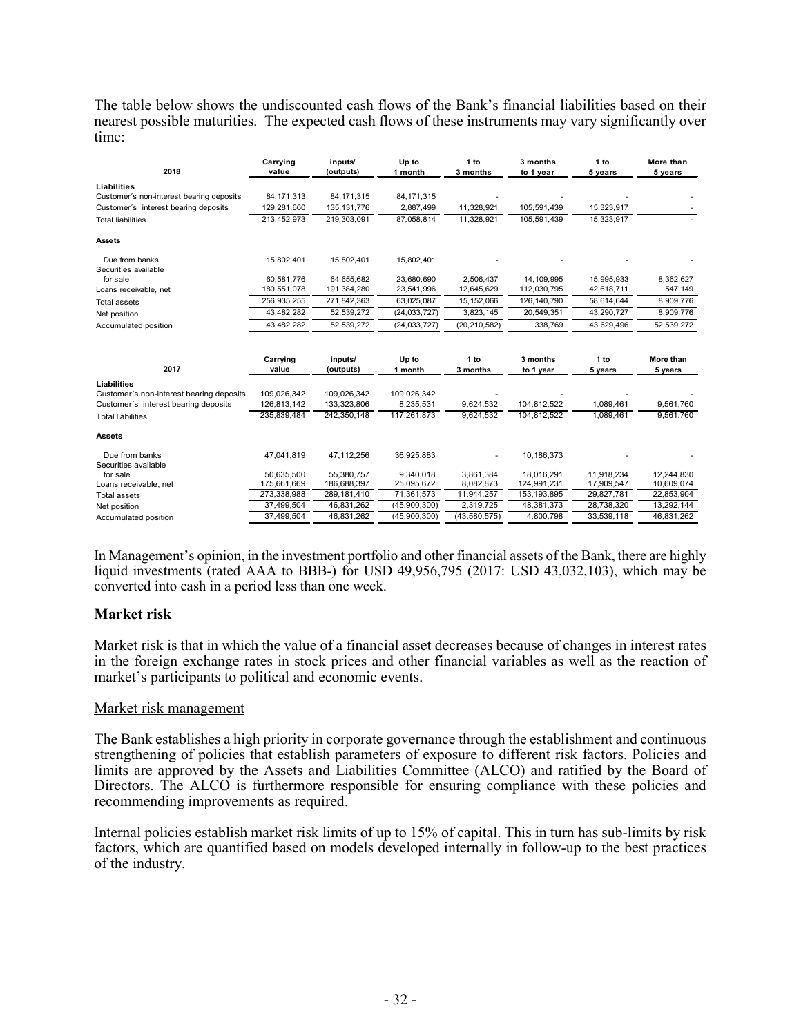The table below shows the undiscounted cash flows of the Bank's financial liabilities based on their nearest possible maturities. The expected cash flows of these instruments may vary significantly over time:

| 2018 | Carrying value | inputs/ (outputs) | Up to 1 month | 1 to 3 months | 3 months to 1 year | 1 to 5 years | More than 5 years |
|---|---|---|---|---|---|---|---|
| **Liabilities** | | | | | | | |
| Customer´s non-interest bearing deposits | 84,171,313 | 84,171,315 | 84,171,315 | - | - | - | - |
| Customer´s interest bearing deposits | 129,281,660 | 135,131,776 | 2,887,499 | 11,328,921 | 105,591,439 | 15,323,917 | - |
| Total liabilities | 213,452,973 | 219,303,091 | 87,058,814 | 11,328,921 | 105,591,439 | 15,323,917 | - |
| **Assets** | | | | | | | |
| Due from banks | 15,802,401 | 15,802,401 | 15,802,401 | - | - | - | - |
| Securities available for sale | 60,581,776 | 64,655,682 | 23,680,690 | 2,506,437 | 14,109,995 | 15,995,933 | 8,362,627 |
| Loans receivable, net | 180,551,078 | 191,384,280 | 23,541,996 | 12,645,629 | 112,030,795 | 42,618,711 | 547,149 |
| Total assets | 256,935,255 | 271,842,363 | 63,025,087 | 15,152,066 | 126,140,790 | 58,614,644 | 8,909,776 |
| Net position | 43,482,282 | 52,539,272 | (24,033,727) | 3,823,145 | 20,549,351 | 43,290,727 | 8,909,776 |
| Accumulated position | 43,482,282 | 52,539,272 | (24,033,727) | (20,210,582) | 338,769 | 43,629,496 | 52,539,272 |

| 2017 | Carrying value | inputs/ (outputs) | Up to 1 month | 1 to 3 months | 3 months to 1 year | 1 to 5 years | More than 5 years |
|---|---|---|---|---|---|---|---|
| **Liabilities** | | | | | | | |
| Customer´s non-interest bearing deposits | 109,026,342 | 109,026,342 | 109,026,342 | - | - | - | - |
| Customer´s interest bearing deposits | 126,813,142 | 133,323,806 | 8,235,531 | 9,624,532 | 104,812,522 | 1,089,461 | 9,561,760 |
| Total liabilities | 235,839,484 | 242,350,148 | 117,261,873 | 9,624,532 | 104,812,522 | 1,089,461 | 9,561,760 |
| **Assets** | | | | | | | |
| Due from banks | 47,041,819 | 47,112,256 | 36,925,883 | - | 10,186,373 | - | - |
| Securities available for sale | 50,635,500 | 55,380,757 | 9,340,018 | 3,861,384 | 18,016,291 | 11,918,234 | 12,244,830 |
| Loans receivable, net | 175,661,669 | 186,688,397 | 25,095,672 | 8,082,873 | 124,991,231 | 17,909,547 | 10,609,074 |
| Total assets | 273,338,988 | 289,181,410 | 71,361,573 | 11,944,257 | 153,193,895 | 29,827,781 | 22,853,904 |
| Net position | 37,499,504 | 46,831,262 | (45,900,300) | 2,319,725 | 48,381,373 | 28,738,320 | 13,292,144 |
| Accumulated position | 37,499,504 | 46,831,262 | (45,900,300) | (43,580,575) | 4,800,798 | 33,539,118 | 46,831,262 |

In Management's opinion, in the investment portfolio and other financial assets of the Bank, there are highly liquid investments (rated AAA to BBB-) for USD 49,956,795 (2017: USD 43,032,103), which may be converted into cash in a period less than one week.

## Market risk

Market risk is that in which the value of a financial asset decreases because of changes in interest rates in the foreign exchange rates in stock prices and other financial variables as well as the reaction of market's participants to political and economic events.

Market risk management

The Bank establishes a high priority in corporate governance through the establishment and continuous strengthening of policies that establish parameters of exposure to different risk factors. Policies and limits are approved by the Assets and Liabilities Committee (ALCO) and ratified by the Board of Directors. The ALCO is furthermore responsible for ensuring compliance with these policies and recommending improvements as required.

Internal policies establish market risk limits of up to 15% of capital. This in turn has sub-limits by risk factors, which are quantified based on models developed internally in follow-up to the best practices of the industry.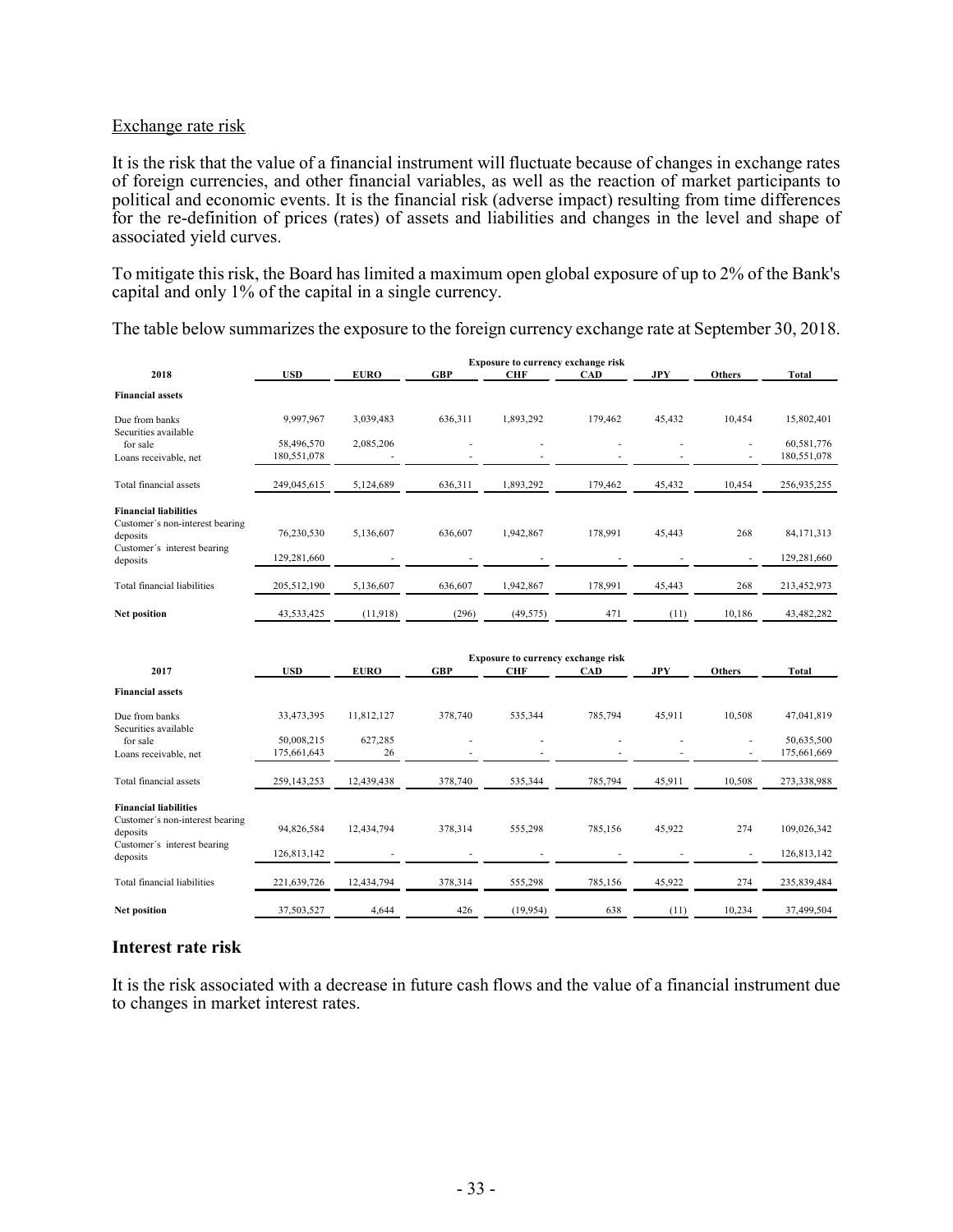Exchange rate risk

It is the risk that the value of a financial instrument will fluctuate because of changes in exchange rates of foreign currencies, and other financial variables, as well as the reaction of market participants to political and economic events. It is the financial risk (adverse impact) resulting from time differences for the re-definition of prices (rates) of assets and liabilities and changes in the level and shape of associated yield curves.

To mitigate this risk, the Board has limited a maximum open global exposure of up to 2% of the Bank's capital and only 1% of the capital in a single currency.

The table below summarizes the exposure to the foreign currency exchange rate at September 30, 2018.

| | Exposure to currency exchange risk | | | | | | | |
|---|---|---|---|---|---|---|---|---|
| **2018** | **USD** | **EURO** | **GBP** | **CHF** | **CAD** | **JPY** | **Others** | **Total** |
| **Financial assets** | | | | | | | | |
| Due from banks | 9,997,967 | 3,039,483 | 636,311 | 1,893,292 | 179,462 | 45,432 | 10,454 | 15,802,401 |
| Securities available for sale | 58,496,570 | 2,085,206 | - | - | - | - | - | 60,581,776 |
| Loans receivable, net | 180,551,078 | - | - | - | - | - | - | 180,551,078 |
| Total financial assets | 249,045,615 | 5,124,689 | 636,311 | 1,893,292 | 179,462 | 45,432 | 10,454 | 256,935,255 |
| **Financial liabilities** | | | | | | | | |
| Customer´s non-interest bearing deposits | 76,230,530 | 5,136,607 | 636,607 | 1,942,867 | 178,991 | 45,443 | 268 | 84,171,313 |
| Customer´s interest bearing deposits | 129,281,660 | - | - | - | - | - | - | 129,281,660 |
| Total financial liabilities | 205,512,190 | 5,136,607 | 636,607 | 1,942,867 | 178,991 | 45,443 | 268 | 213,452,973 |
| **Net position** | 43,533,425 | (11,918) | (296) | (49,575) | 471 | (11) | 10,186 | 43,482,282 |

| | Exposure to currency exchange risk | | | | | | | |
|---|---|---|---|---|---|---|---|---|
| **2017** | **USD** | **EURO** | **GBP** | **CHF** | **CAD** | **JPY** | **Others** | **Total** |
| **Financial assets** | | | | | | | | |
| Due from banks | 33,473,395 | 11,812,127 | 378,740 | 535,344 | 785,794 | 45,911 | 10,508 | 47,041,819 |
| Securities available for sale | 50,008,215 | 627,285 | - | - | - | - | - | 50,635,500 |
| Loans receivable, net | 175,661,643 | 26 | - | - | - | - | - | 175,661,669 |
| Total financial assets | 259,143,253 | 12,439,438 | 378,740 | 535,344 | 785,794 | 45,911 | 10,508 | 273,338,988 |
| **Financial liabilities** | | | | | | | | |
| Customer´s non-interest bearing deposits | 94,826,584 | 12,434,794 | 378,314 | 555,298 | 785,156 | 45,922 | 274 | 109,026,342 |
| Customer´s interest bearing deposits | 126,813,142 | - | - | - | - | - | - | 126,813,142 |
| Total financial liabilities | 221,639,726 | 12,434,794 | 378,314 | 555,298 | 785,156 | 45,922 | 274 | 235,839,484 |
| **Net position** | 37,503,527 | 4,644 | 426 | (19,954) | 638 | (11) | 10,234 | 37,499,504 |

## Interest rate risk

It is the risk associated with a decrease in future cash flows and the value of a financial instrument due to changes in market interest rates.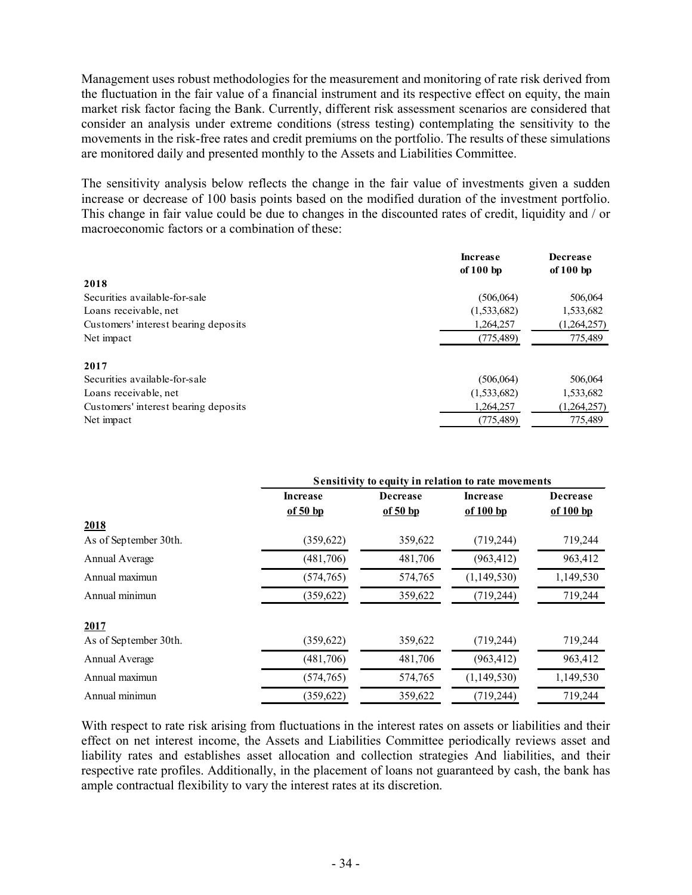Management uses robust methodologies for the measurement and monitoring of rate risk derived from the fluctuation in the fair value of a financial instrument and its respective effect on equity, the main market risk factor facing the Bank. Currently, different risk assessment scenarios are considered that consider an analysis under extreme conditions (stress testing) contemplating the sensitivity to the movements in the risk-free rates and credit premiums on the portfolio. The results of these simulations are monitored daily and presented monthly to the Assets and Liabilities Committee.

The sensitivity analysis below reflects the change in the fair value of investments given a sudden increase or decrease of 100 basis points based on the modified duration of the investment portfolio. This change in fair value could be due to changes in the discounted rates of credit, liquidity and / or macroeconomic factors or a combination of these:

| | **Increase of 100 bp** | **Decrease of 100 bp** |
|---|---|---|
| **2018** | | |
| Securities available-for-sale | (506,064) | 506,064 |
| Loans receivable, net | (1,533,682) | 1,533,682 |
| Customers' interest bearing deposits | 1,264,257 | (1,264,257) |
| Net impact | (775,489) | 775,489 |
| **2017** | | |
| Securities available-for-sale | (506,064) | 506,064 |
| Loans receivable, net | (1,533,682) | 1,533,682 |
| Customers' interest bearing deposits | 1,264,257 | (1,264,257) |
| Net impact | (775,489) | 775,489 |

| | **Sensitivity to equity in relation to rate movements** | | | |
|---|---|---|---|---|
| | **Increase of 50 bp** | **Decrease of 50 bp** | **Increase of 100 bp** | **Decrease of 100 bp** |
| **2018** | | | | |
| As of September 30th. | (359,622) | 359,622 | (719,244) | 719,244 |
| Annual Average | (481,706) | 481,706 | (963,412) | 963,412 |
| Annual maximun | (574,765) | 574,765 | (1,149,530) | 1,149,530 |
| Annual minimun | (359,622) | 359,622 | (719,244) | 719,244 |
| **2017** | | | | |
| As of September 30th. | (359,622) | 359,622 | (719,244) | 719,244 |
| Annual Average | (481,706) | 481,706 | (963,412) | 963,412 |
| Annual maximun | (574,765) | 574,765 | (1,149,530) | 1,149,530 |
| Annual minimun | (359,622) | 359,622 | (719,244) | 719,244 |

With respect to rate risk arising from fluctuations in the interest rates on assets or liabilities and their effect on net interest income, the Assets and Liabilities Committee periodically reviews asset and liability rates and establishes asset allocation and collection strategies And liabilities, and their respective rate profiles. Additionally, in the placement of loans not guaranteed by cash, the bank has ample contractual flexibility to vary the interest rates at its discretion.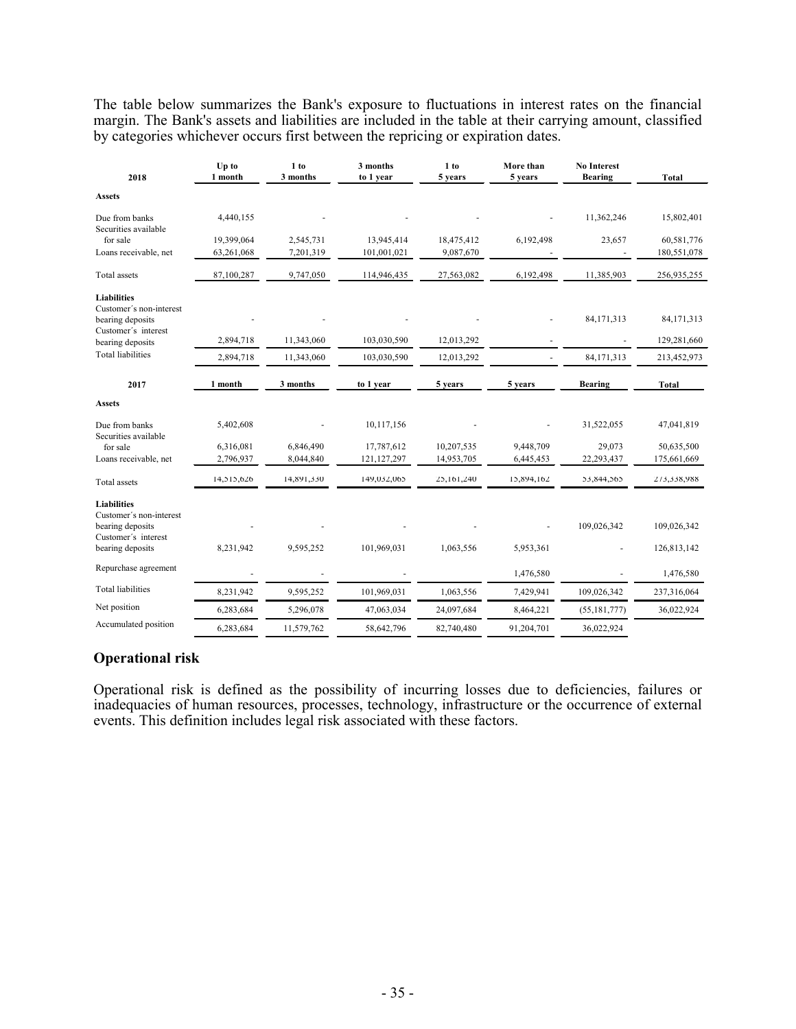The table below summarizes the Bank's exposure to fluctuations in interest rates on the financial margin. The Bank's assets and liabilities are included in the table at their carrying amount, classified by categories whichever occurs first between the repricing or expiration dates.

| 2018 | Up to 1 month | 1 to 3 months | 3 months to 1 year | 1 to 5 years | More than 5 years | No Interest Bearing | Total |
|---|---|---|---|---|---|---|---|
| **Assets** | | | | | | | |
| Due from banks | 4,440,155 | - | - | - | - | 11,362,246 | 15,802,401 |
| Securities available for sale | 19,399,064 | 2,545,731 | 13,945,414 | 18,475,412 | 6,192,498 | 23,657 | 60,581,776 |
| Loans receivable, net | 63,261,068 | 7,201,319 | 101,001,021 | 9,087,670 | - | - | 180,551,078 |
| Total assets | 87,100,287 | 9,747,050 | 114,946,435 | 27,563,082 | 6,192,498 | 11,385,903 | 256,935,255 |
| **Liabilities** | | | | | | | |
| Customer´s non-interest bearing deposits | - | - | - | - | - | 84,171,313 | 84,171,313 |
| Customer´s interest bearing deposits | 2,894,718 | 11,343,060 | 103,030,590 | 12,013,292 | - | - | 129,281,660 |
| Total liabilities | 2,894,718 | 11,343,060 | 103,030,590 | 12,013,292 | - | 84,171,313 | 213,452,973 |

| 2017 | 1 month | 3 months | to 1 year | 5 years | 5 years | Bearing | Total |
|---|---|---|---|---|---|---|---|
| **Assets** | | | | | | | |
| Due from banks | 5,402,608 | - | 10,117,156 | - | - | 31,522,055 | 47,041,819 |
| Securities available for sale | 6,316,081 | 6,846,490 | 17,787,612 | 10,207,535 | 9,448,709 | 29,073 | 50,635,500 |
| Loans receivable, net | 2,796,937 | 8,044,840 | 121,127,297 | 14,953,705 | 6,445,453 | 22,293,437 | 175,661,669 |
| Total assets | 14,515,626 | 14,891,330 | 149,032,065 | 25,161,240 | 15,894,162 | 53,844,565 | 273,338,988 |
| **Liabilities** | | | | | | | |
| Customer´s non-interest bearing deposits | - | - | - | - | - | 109,026,342 | 109,026,342 |
| Customer´s interest bearing deposits | 8,231,942 | 9,595,252 | 101,969,031 | 1,063,556 | 5,953,361 | - | 126,813,142 |
| Repurchase agreement | - | - | - | | 1,476,580 | - | 1,476,580 |
| Total liabilities | 8,231,942 | 9,595,252 | 101,969,031 | 1,063,556 | 7,429,941 | 109,026,342 | 237,316,064 |
| Net position | 6,283,684 | 5,296,078 | 47,063,034 | 24,097,684 | 8,464,221 | (55,181,777) | 36,022,924 |
| Accumulated position | 6,283,684 | 11,579,762 | 58,642,796 | 82,740,480 | 91,204,701 | 36,022,924 | |

## Operational risk

Operational risk is defined as the possibility of incurring losses due to deficiencies, failures or inadequacies of human resources, processes, technology, infrastructure or the occurrence of external events. This definition includes legal risk associated with these factors.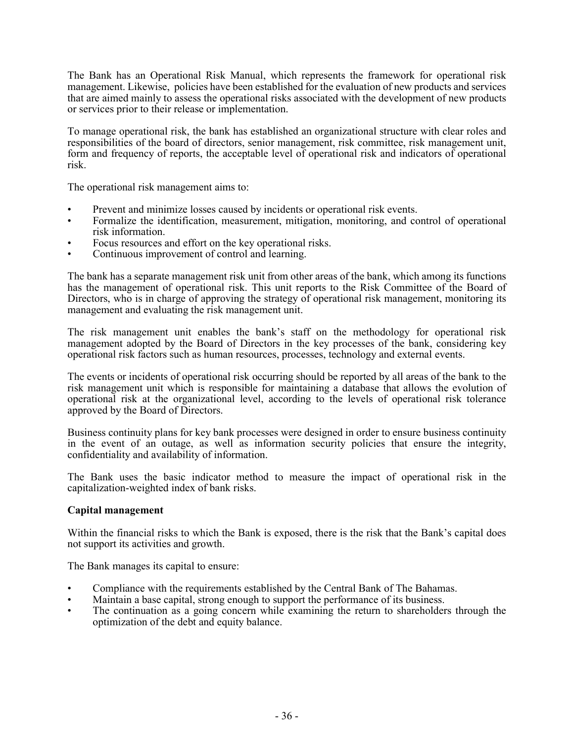The Bank has an Operational Risk Manual, which represents the framework for operational risk management. Likewise, policies have been established for the evaluation of new products and services that are aimed mainly to assess the operational risks associated with the development of new products or services prior to their release or implementation.

To manage operational risk, the bank has established an organizational structure with clear roles and responsibilities of the board of directors, senior management, risk committee, risk management unit, form and frequency of reports, the acceptable level of operational risk and indicators of operational risk.

The operational risk management aims to:

- Prevent and minimize losses caused by incidents or operational risk events.
- Formalize the identification, measurement, mitigation, monitoring, and control of operational risk information.
- Focus resources and effort on the key operational risks.
- Continuous improvement of control and learning.

The bank has a separate management risk unit from other areas of the bank, which among its functions has the management of operational risk. This unit reports to the Risk Committee of the Board of Directors, who is in charge of approving the strategy of operational risk management, monitoring its management and evaluating the risk management unit.

The risk management unit enables the bank's staff on the methodology for operational risk management adopted by the Board of Directors in the key processes of the bank, considering key operational risk factors such as human resources, processes, technology and external events.

The events or incidents of operational risk occurring should be reported by all areas of the bank to the risk management unit which is responsible for maintaining a database that allows the evolution of operational risk at the organizational level, according to the levels of operational risk tolerance approved by the Board of Directors.

Business continuity plans for key bank processes were designed in order to ensure business continuity in the event of an outage, as well as information security policies that ensure the integrity, confidentiality and availability of information.

The Bank uses the basic indicator method to measure the impact of operational risk in the capitalization-weighted index of bank risks.

**Capital management**

Within the financial risks to which the Bank is exposed, there is the risk that the Bank's capital does not support its activities and growth.

The Bank manages its capital to ensure:

- Compliance with the requirements established by the Central Bank of The Bahamas.
- Maintain a base capital, strong enough to support the performance of its business.
- The continuation as a going concern while examining the return to shareholders through the optimization of the debt and equity balance.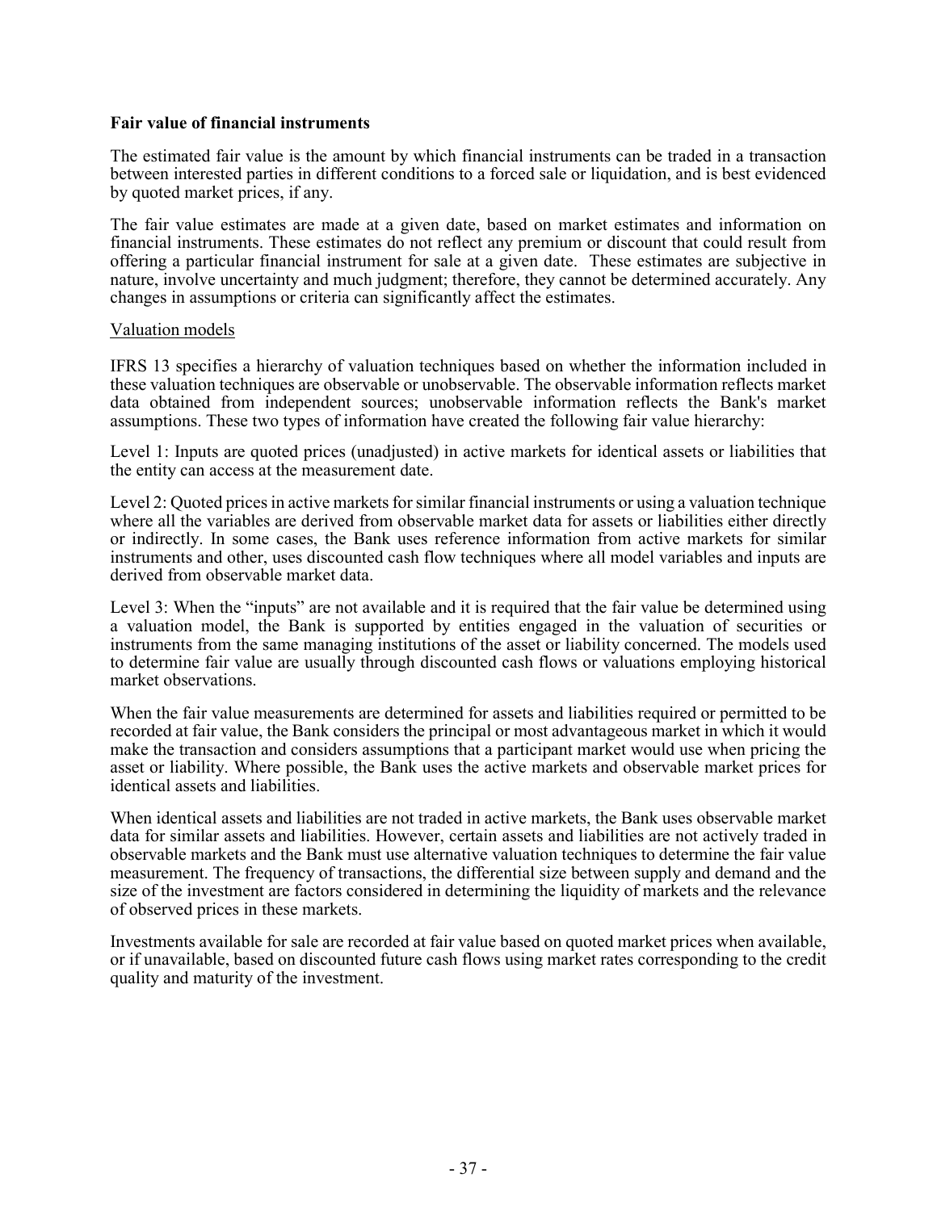**Fair value of financial instruments**

The estimated fair value is the amount by which financial instruments can be traded in a transaction between interested parties in different conditions to a forced sale or liquidation, and is best evidenced by quoted market prices, if any.

The fair value estimates are made at a given date, based on market estimates and information on financial instruments. These estimates do not reflect any premium or discount that could result from offering a particular financial instrument for sale at a given date. These estimates are subjective in nature, involve uncertainty and much judgment; therefore, they cannot be determined accurately. Any changes in assumptions or criteria can significantly affect the estimates.

Valuation models

IFRS 13 specifies a hierarchy of valuation techniques based on whether the information included in these valuation techniques are observable or unobservable. The observable information reflects market data obtained from independent sources; unobservable information reflects the Bank's market assumptions. These two types of information have created the following fair value hierarchy:

Level 1: Inputs are quoted prices (unadjusted) in active markets for identical assets or liabilities that the entity can access at the measurement date.

Level 2: Quoted prices in active markets for similar financial instruments or using a valuation technique where all the variables are derived from observable market data for assets or liabilities either directly or indirectly. In some cases, the Bank uses reference information from active markets for similar instruments and other, uses discounted cash flow techniques where all model variables and inputs are derived from observable market data.

Level 3: When the "inputs" are not available and it is required that the fair value be determined using a valuation model, the Bank is supported by entities engaged in the valuation of securities or instruments from the same managing institutions of the asset or liability concerned. The models used to determine fair value are usually through discounted cash flows or valuations employing historical market observations.

When the fair value measurements are determined for assets and liabilities required or permitted to be recorded at fair value, the Bank considers the principal or most advantageous market in which it would make the transaction and considers assumptions that a participant market would use when pricing the asset or liability. Where possible, the Bank uses the active markets and observable market prices for identical assets and liabilities.

When identical assets and liabilities are not traded in active markets, the Bank uses observable market data for similar assets and liabilities. However, certain assets and liabilities are not actively traded in observable markets and the Bank must use alternative valuation techniques to determine the fair value measurement. The frequency of transactions, the differential size between supply and demand and the size of the investment are factors considered in determining the liquidity of markets and the relevance of observed prices in these markets.

Investments available for sale are recorded at fair value based on quoted market prices when available, or if unavailable, based on discounted future cash flows using market rates corresponding to the credit quality and maturity of the investment.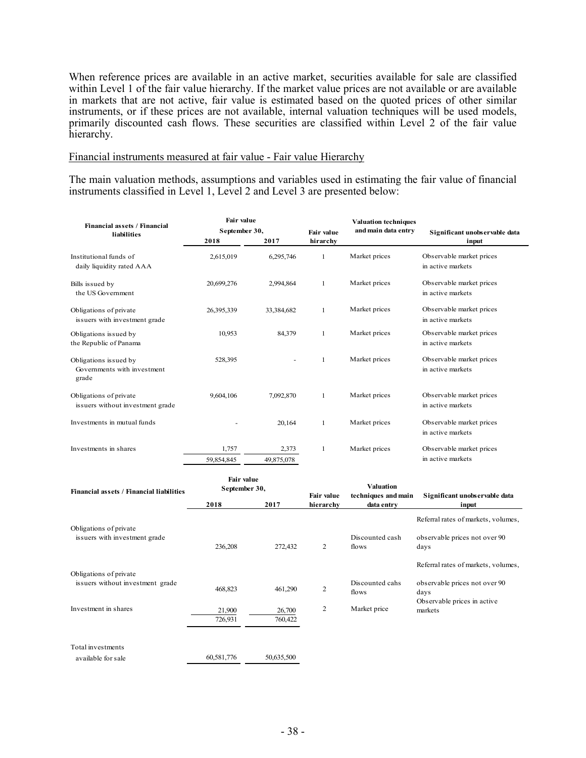When reference prices are available in an active market, securities available for sale are classified within Level 1 of the fair value hierarchy. If the market value prices are not available or are available in markets that are not active, fair value is estimated based on the quoted prices of other similar instruments, or if these prices are not available, internal valuation techniques will be used models, primarily discounted cash flows. These securities are classified within Level 2 of the fair value hierarchy.

Financial instruments measured at fair value - Fair value Hierarchy

The main valuation methods, assumptions and variables used in estimating the fair value of financial instruments classified in Level 1, Level 2 and Level 3 are presented below:

| Financial assets / Financial liabilities | Fair value September 30, 2018 | 2017 | Fair value hirarchy | Valuation techniques and main data entry | Significant unobservable data input |
|---|---|---|---|---|---|
| Institutional funds of daily liquidity rated AAA | 2,615,019 | 6,295,746 | 1 | Market prices | Observable market prices in active markets |
| Bills issued by the US Government | 20,699,276 | 2,994,864 | 1 | Market prices | Observable market prices in active markets |
| Obligations of private issuers with investment grade | 26,395,339 | 33,384,682 | 1 | Market prices | Observable market prices in active markets |
| Obligations issued by the Republic of Panama | 10,953 | 84,379 | 1 | Market prices | Observable market prices in active markets |
| Obligations issued by Governments with investment grade | 528,395 | - | 1 | Market prices | Observable market prices in active markets |
| Obligations of private issuers without investment grade | 9,604,106 | 7,092,870 | 1 | Market prices | Observable market prices in active markets |
| Investments in mutual funds | - | 20,164 | 1 | Market prices | Observable market prices in active markets |
| Investments in shares | 1,757 | 2,373 | 1 | Market prices | Observable market prices in active markets |
| | 59,854,845 | 49,875,078 | | | |

| Financial assets / Financial liabilities | Fair value September 30, 2018 | 2017 | Fair value hierarchy | Valuation techniques and main data entry | Significant unobservable data input |
|---|---|---|---|---|---|
| Obligations of private issuers with investment grade | 236,208 | 272,432 | 2 | Discounted cash flows | Referral rates of markets, volumes, observable prices not over 90 days |
| Obligations of private issuers without investment grade | 468,823 | 461,290 | 2 | Discounted cahs flows | Referral rates of markets, volumes, observable prices not over 90 days |
| Investment in shares | 21,900 | 26,700 | 2 | Market price | Observable prices in active markets |
| | 726,931 | 760,422 | | | |
| Total investments available for sale | 60,581,776 | 50,635,500 | | | |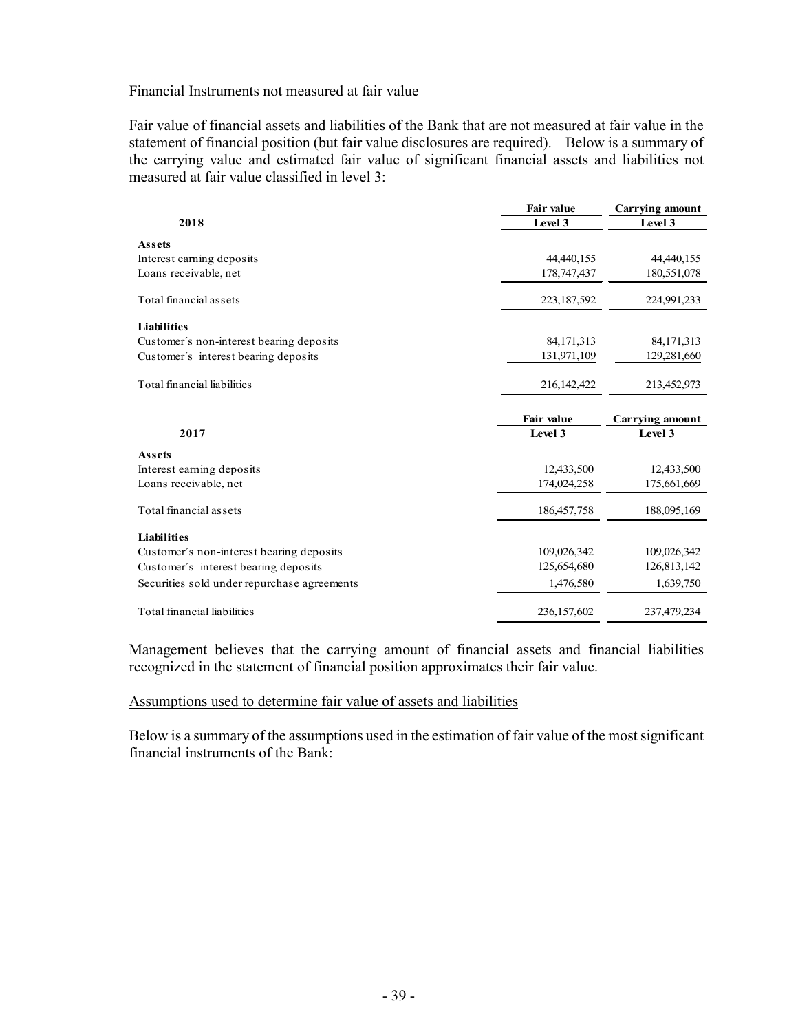Financial Instruments not measured at fair value

Fair value of financial assets and liabilities of the Bank that are not measured at fair value in the statement of financial position (but fair value disclosures are required). Below is a summary of the carrying value and estimated fair value of significant financial assets and liabilities not measured at fair value classified in level 3:

| 2018 | Fair value<br>Level 3 | Carrying amount<br>Level 3 |
|---|---|---|
| **Assets** | | |
| Interest earning deposits | 44,440,155 | 44,440,155 |
| Loans receivable, net | 178,747,437 | 180,551,078 |
| Total financial assets | 223,187,592 | 224,991,233 |
| **Liabilities** | | |
| Customer´s non-interest bearing deposits | 84,171,313 | 84,171,313 |
| Customer´s interest bearing deposits | 131,971,109 | 129,281,660 |
| Total financial liabilities | 216,142,422 | 213,452,973 |

| 2017 | Fair value<br>Level 3 | Carrying amount<br>Level 3 |
|---|---|---|
| **Assets** | | |
| Interest earning deposits | 12,433,500 | 12,433,500 |
| Loans receivable, net | 174,024,258 | 175,661,669 |
| Total financial assets | 186,457,758 | 188,095,169 |
| **Liabilities** | | |
| Customer´s non-interest bearing deposits | 109,026,342 | 109,026,342 |
| Customer´s interest bearing deposits | 125,654,680 | 126,813,142 |
| Securities sold under repurchase agreements | 1,476,580 | 1,639,750 |
| Total financial liabilities | 236,157,602 | 237,479,234 |

Management believes that the carrying amount of financial assets and financial liabilities recognized in the statement of financial position approximates their fair value.

Assumptions used to determine fair value of assets and liabilities

Below is a summary of the assumptions used in the estimation of fair value of the most significant financial instruments of the Bank: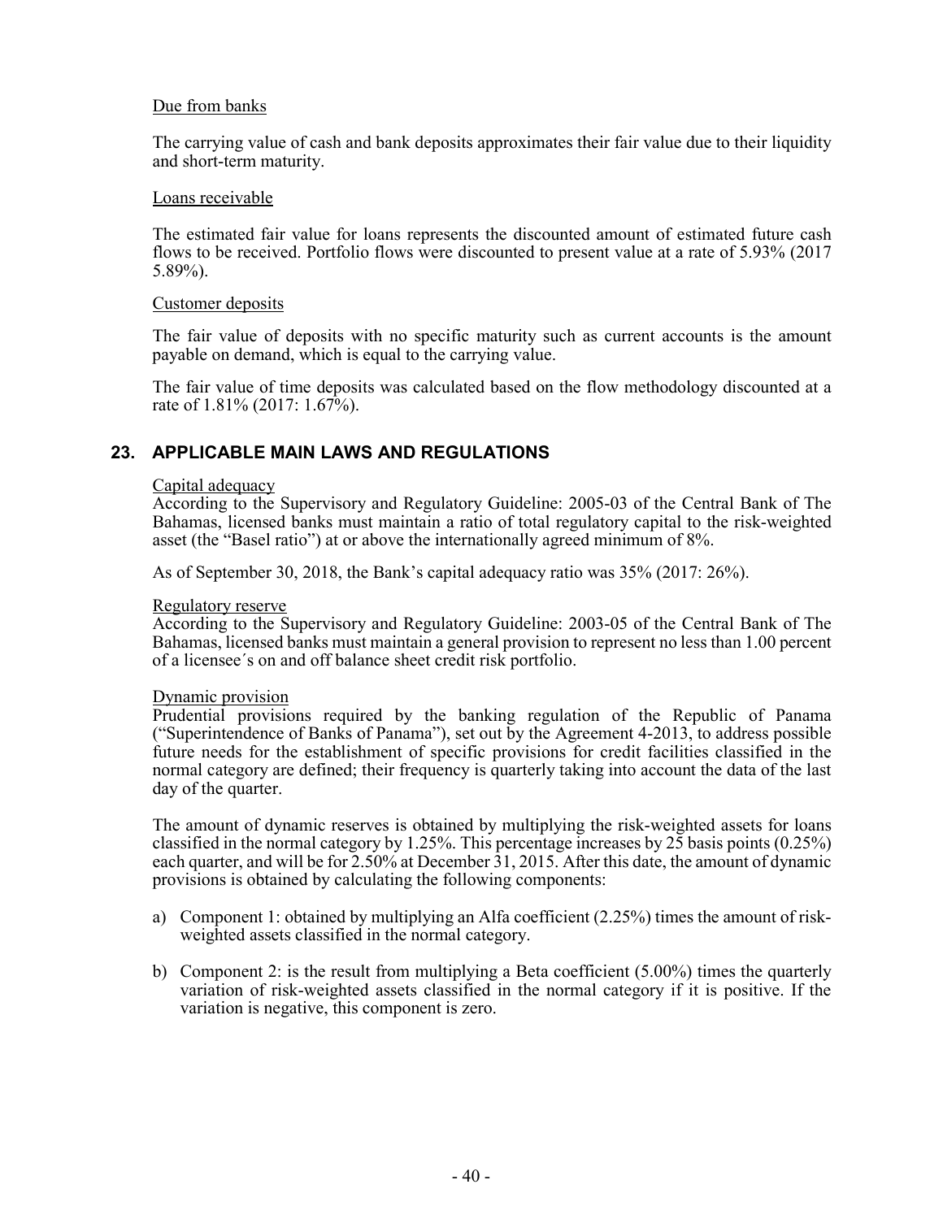Due from banks

The carrying value of cash and bank deposits approximates their fair value due to their liquidity and short-term maturity.

Loans receivable

The estimated fair value for loans represents the discounted amount of estimated future cash flows to be received. Portfolio flows were discounted to present value at a rate of 5.93% (2017 5.89%).

Customer deposits

The fair value of deposits with no specific maturity such as current accounts is the amount payable on demand, which is equal to the carrying value.

The fair value of time deposits was calculated based on the flow methodology discounted at a rate of 1.81% (2017: 1.67%).

## 23. APPLICABLE MAIN LAWS AND REGULATIONS

Capital adequacy

According to the Supervisory and Regulatory Guideline: 2005-03 of the Central Bank of The Bahamas, licensed banks must maintain a ratio of total regulatory capital to the risk-weighted asset (the "Basel ratio") at or above the internationally agreed minimum of 8%.

As of September 30, 2018, the Bank's capital adequacy ratio was 35% (2017: 26%).

Regulatory reserve

According to the Supervisory and Regulatory Guideline: 2003-05 of the Central Bank of The Bahamas, licensed banks must maintain a general provision to represent no less than 1.00 percent of a licensee´s on and off balance sheet credit risk portfolio.

Dynamic provision

Prudential provisions required by the banking regulation of the Republic of Panama ("Superintendence of Banks of Panama"), set out by the Agreement 4-2013, to address possible future needs for the establishment of specific provisions for credit facilities classified in the normal category are defined; their frequency is quarterly taking into account the data of the last day of the quarter.

The amount of dynamic reserves is obtained by multiplying the risk-weighted assets for loans classified in the normal category by 1.25%. This percentage increases by 25 basis points (0.25%) each quarter, and will be for 2.50% at December 31, 2015. After this date, the amount of dynamic provisions is obtained by calculating the following components:

a) Component 1: obtained by multiplying an Alfa coefficient (2.25%) times the amount of risk-weighted assets classified in the normal category.

b) Component 2: is the result from multiplying a Beta coefficient (5.00%) times the quarterly variation of risk-weighted assets classified in the normal category if it is positive. If the variation is negative, this component is zero.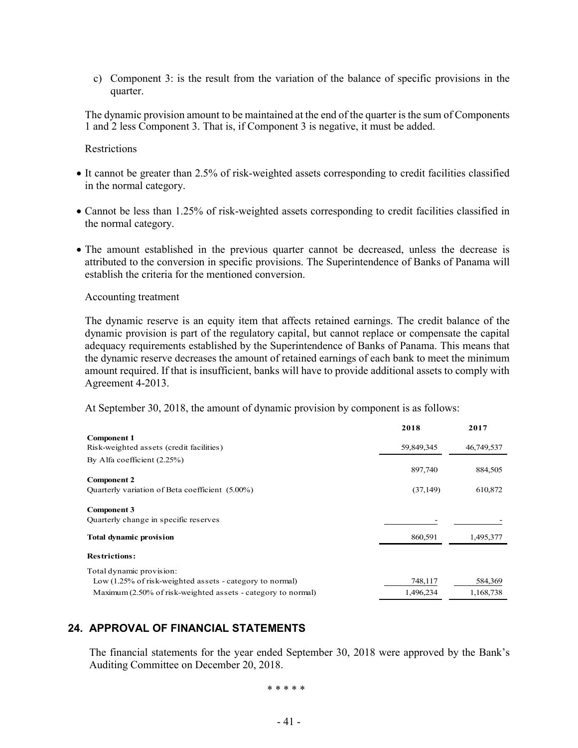c) Component 3: is the result from the variation of the balance of specific provisions in the quarter.

The dynamic provision amount to be maintained at the end of the quarter is the sum of Components 1 and 2 less Component 3. That is, if Component 3 is negative, it must be added.

Restrictions

- It cannot be greater than 2.5% of risk-weighted assets corresponding to credit facilities classified in the normal category.
- Cannot be less than 1.25% of risk-weighted assets corresponding to credit facilities classified in the normal category.
- The amount established in the previous quarter cannot be decreased, unless the decrease is attributed to the conversion in specific provisions. The Superintendence of Banks of Panama will establish the criteria for the mentioned conversion.

Accounting treatment

The dynamic reserve is an equity item that affects retained earnings. The credit balance of the dynamic provision is part of the regulatory capital, but cannot replace or compensate the capital adequacy requirements established by the Superintendence of Banks of Panama. This means that the dynamic reserve decreases the amount of retained earnings of each bank to meet the minimum amount required. If that is insufficient, banks will have to provide additional assets to comply with Agreement 4-2013.

At September 30, 2018, the amount of dynamic provision by component is as follows:

| | 2018 | 2017 |
|---|---|---|
| **Component 1** | | |
| Risk-weighted assets (credit facilities) | 59,849,345 | 46,749,537 |
| By Alfa coefficient (2.25%) | 897,740 | 884,505 |
| **Component 2** | | |
| Quarterly variation of Beta coefficient (5.00%) | (37,149) | 610,872 |
| **Component 3** | | |
| Quarterly change in specific reserves | - | - |
| **Total dynamic provision** | 860,591 | 1,495,377 |
| **Restrictions:** | | |
| Total dynamic provision: | | |
| Low (1.25% of risk-weighted assets - category to normal) | 748,117 | 584,369 |
| Maximum (2.50% of risk-weighted assets - category to normal) | 1,496,234 | 1,168,738 |

## 24. APPROVAL OF FINANCIAL STATEMENTS

The financial statements for the year ended September 30, 2018 were approved by the Bank's Auditing Committee on December 20, 2018.

\* \* \* \* \*